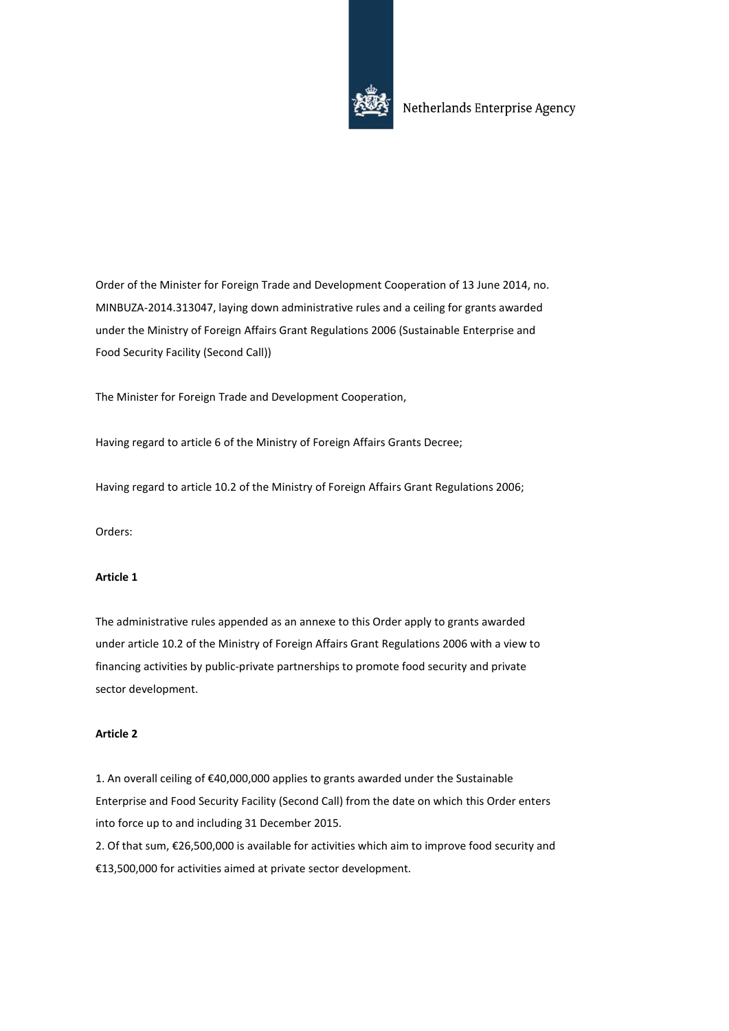Netherlands Enterprise Agency

Order of the Minister for Foreign Trade and Development Cooperation of 13 June 2014, no. MINBUZA-2014.313047, laying down administrative rules and a ceiling for grants awarded under the Ministry of Foreign Affairs Grant Regulations 2006 (Sustainable Enterprise and Food Security Facility (Second Call))

The Minister for Foreign Trade and Development Cooperation,

Having regard to article 6 of the Ministry of Foreign Affairs Grants Decree;

Having regard to article 10.2 of the Ministry of Foreign Affairs Grant Regulations 2006;

Orders:

**Article 1**

The administrative rules appended as an annexe to this Order apply to grants awarded under article 10.2 of the Ministry of Foreign Affairs Grant Regulations 2006 with a view to financing activities by public-private partnerships to promote food security and private sector development.

**Article 2**

1. An overall ceiling of €40,000,000 applies to grants awarded under the Sustainable Enterprise and Food Security Facility (Second Call) from the date on which this Order enters into force up to and including 31 December 2015.
2. Of that sum, €26,500,000 is available for activities which aim to improve food security and €13,500,000 for activities aimed at private sector development.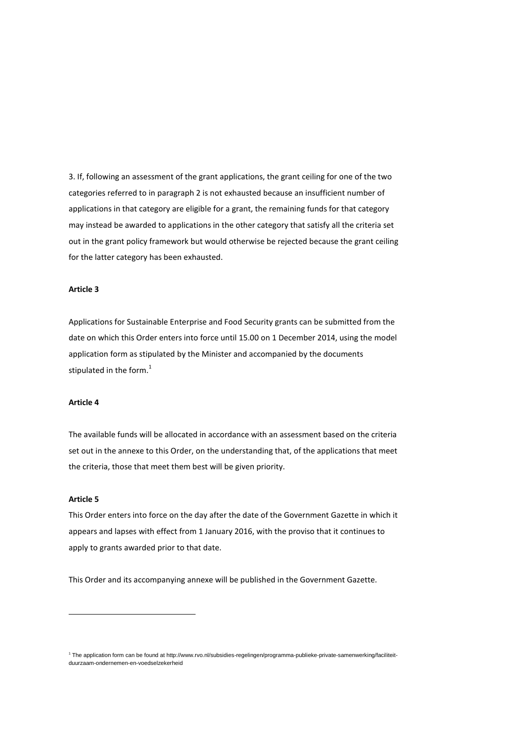3. If, following an assessment of the grant applications, the grant ceiling for one of the two categories referred to in paragraph 2 is not exhausted because an insufficient number of applications in that category are eligible for a grant, the remaining funds for that category may instead be awarded to applications in the other category that satisfy all the criteria set out in the grant policy framework but would otherwise be rejected because the grant ceiling for the latter category has been exhausted.

**Article 3**

Applications for Sustainable Enterprise and Food Security grants can be submitted from the date on which this Order enters into force until 15.00 on 1 December 2014, using the model application form as stipulated by the Minister and accompanied by the documents stipulated in the form.[1]

**Article 4**

The available funds will be allocated in accordance with an assessment based on the criteria set out in the annexe to this Order, on the understanding that, of the applications that meet the criteria, those that meet them best will be given priority.

**Article 5**

This Order enters into force on the day after the date of the Government Gazette in which it appears and lapses with effect from 1 January 2016, with the proviso that it continues to apply to grants awarded prior to that date.

This Order and its accompanying annexe will be published in the Government Gazette.

---

[1] The application form can be found at http://www.rvo.nl/subsidies-regelingen/programma-publieke-private-samenwerking/faciliteit-duurzaam-ondernemen-en-voedselzekerheid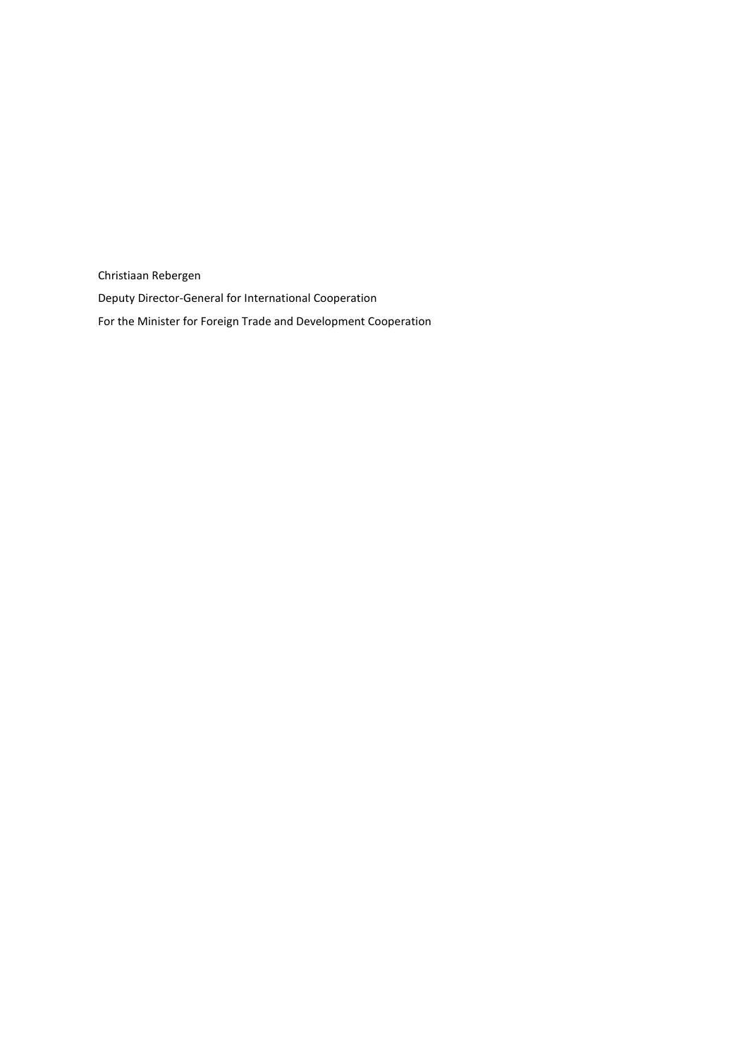Christiaan Rebergen

Deputy Director-General for International Cooperation

For the Minister for Foreign Trade and Development Cooperation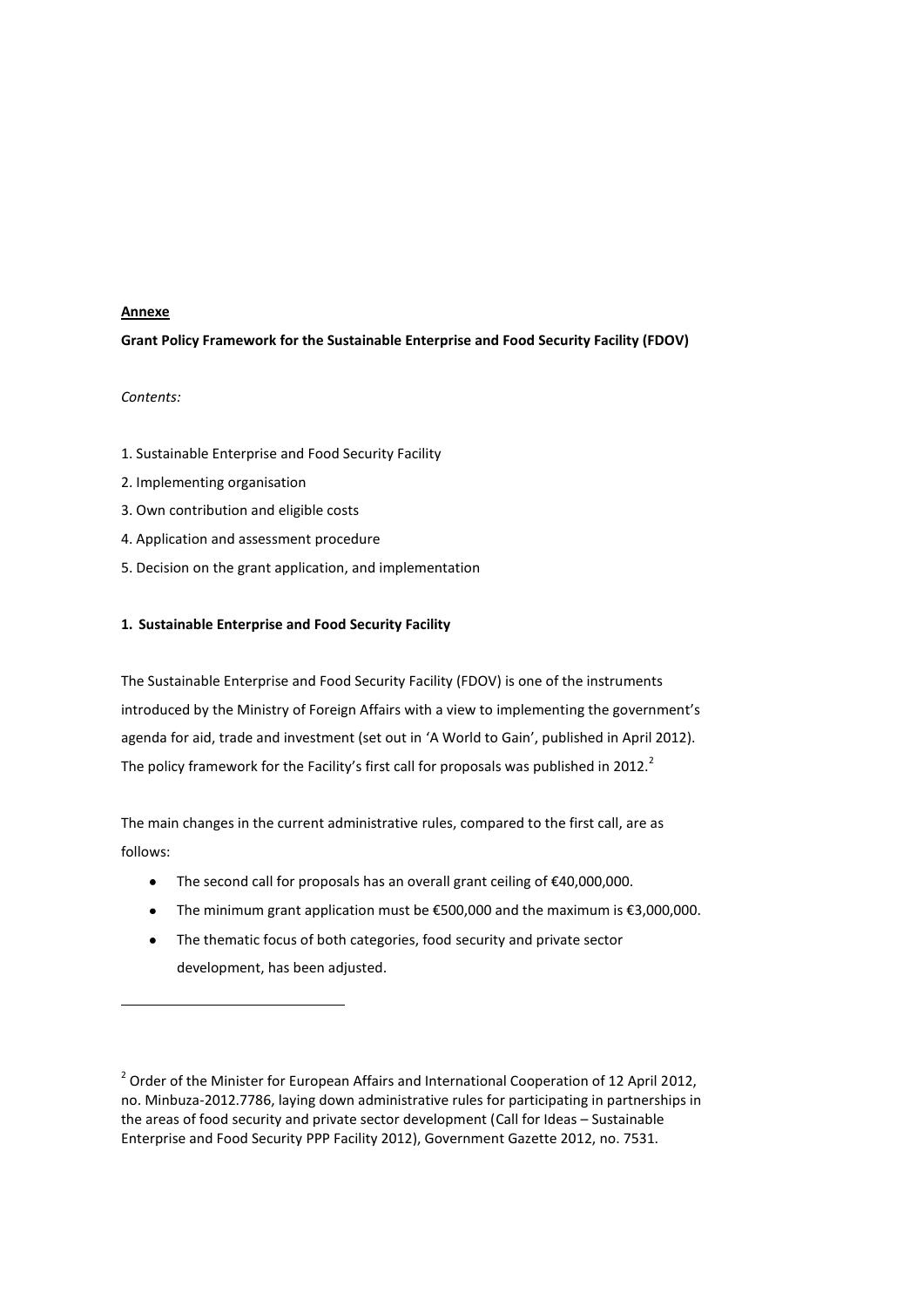**Annexe**

**Grant Policy Framework for the Sustainable Enterprise and Food Security Facility (FDOV)**

*Contents:*

1. Sustainable Enterprise and Food Security Facility
2. Implementing organisation
3. Own contribution and eligible costs
4. Application and assessment procedure
5. Decision on the grant application, and implementation

## 1. Sustainable Enterprise and Food Security Facility

The Sustainable Enterprise and Food Security Facility (FDOV) is one of the instruments introduced by the Ministry of Foreign Affairs with a view to implementing the government's agenda for aid, trade and investment (set out in 'A World to Gain', published in April 2012). The policy framework for the Facility's first call for proposals was published in 2012.[2]

The main changes in the current administrative rules, compared to the first call, are as follows:

- The second call for proposals has an overall grant ceiling of €40,000,000.
- The minimum grant application must be €500,000 and the maximum is €3,000,000.
- The thematic focus of both categories, food security and private sector development, has been adjusted.

[2] Order of the Minister for European Affairs and International Cooperation of 12 April 2012, no. Minbuza-2012.7786, laying down administrative rules for participating in partnerships in the areas of food security and private sector development (Call for Ideas – Sustainable Enterprise and Food Security PPP Facility 2012), Government Gazette 2012, no. 7531.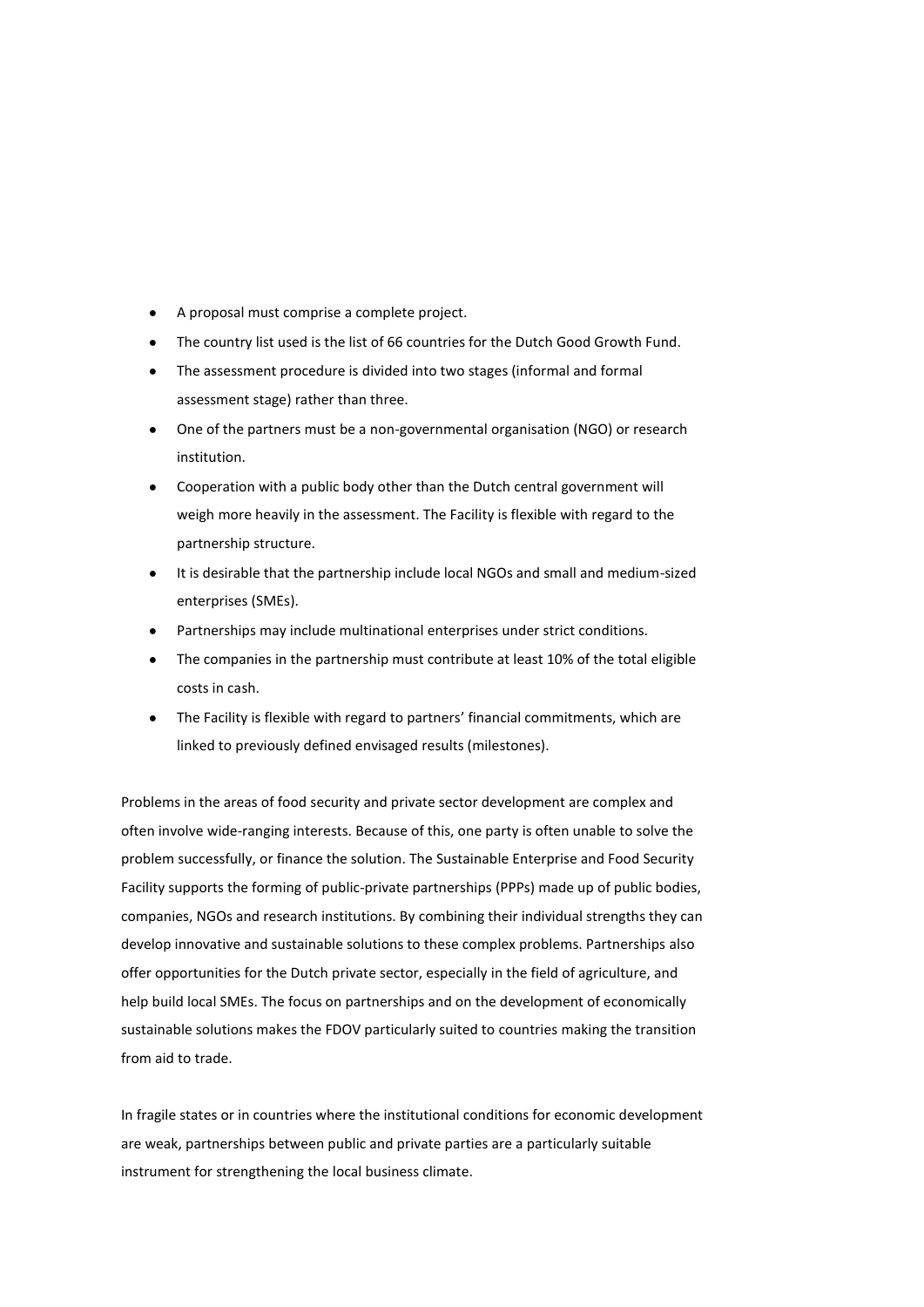- A proposal must comprise a complete project.
- The country list used is the list of 66 countries for the Dutch Good Growth Fund.
- The assessment procedure is divided into two stages (informal and formal assessment stage) rather than three.
- One of the partners must be a non-governmental organisation (NGO) or research institution.
- Cooperation with a public body other than the Dutch central government will weigh more heavily in the assessment. The Facility is flexible with regard to the partnership structure.
- It is desirable that the partnership include local NGOs and small and medium-sized enterprises (SMEs).
- Partnerships may include multinational enterprises under strict conditions.
- The companies in the partnership must contribute at least 10% of the total eligible costs in cash.
- The Facility is flexible with regard to partners' financial commitments, which are linked to previously defined envisaged results (milestones).

Problems in the areas of food security and private sector development are complex and often involve wide-ranging interests. Because of this, one party is often unable to solve the problem successfully, or finance the solution. The Sustainable Enterprise and Food Security Facility supports the forming of public-private partnerships (PPPs) made up of public bodies, companies, NGOs and research institutions. By combining their individual strengths they can develop innovative and sustainable solutions to these complex problems. Partnerships also offer opportunities for the Dutch private sector, especially in the field of agriculture, and help build local SMEs. The focus on partnerships and on the development of economically sustainable solutions makes the FDOV particularly suited to countries making the transition from aid to trade.

In fragile states or in countries where the institutional conditions for economic development are weak, partnerships between public and private parties are a particularly suitable instrument for strengthening the local business climate.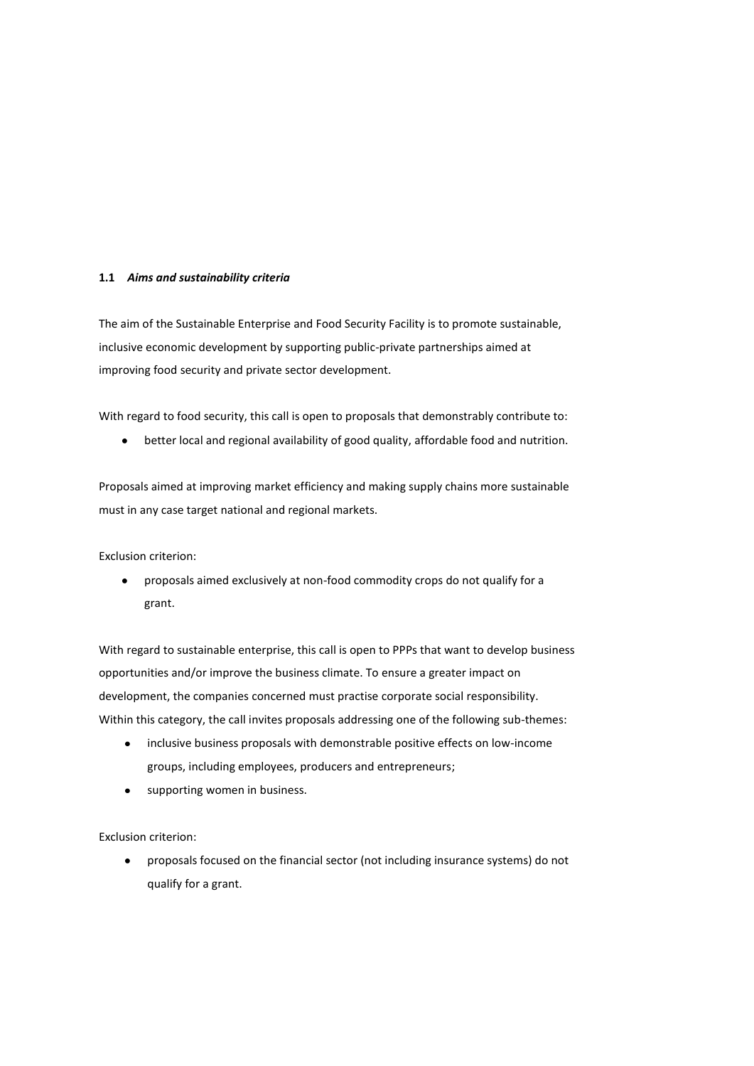### 1.1 *Aims and sustainability criteria*

The aim of the Sustainable Enterprise and Food Security Facility is to promote sustainable, inclusive economic development by supporting public-private partnerships aimed at improving food security and private sector development.

With regard to food security, this call is open to proposals that demonstrably contribute to:

- better local and regional availability of good quality, affordable food and nutrition.

Proposals aimed at improving market efficiency and making supply chains more sustainable must in any case target national and regional markets.

Exclusion criterion:

- proposals aimed exclusively at non-food commodity crops do not qualify for a grant.

With regard to sustainable enterprise, this call is open to PPPs that want to develop business opportunities and/or improve the business climate. To ensure a greater impact on development, the companies concerned must practise corporate social responsibility. Within this category, the call invites proposals addressing one of the following sub-themes:

- inclusive business proposals with demonstrable positive effects on low-income groups, including employees, producers and entrepreneurs;
- supporting women in business.

Exclusion criterion:

- proposals focused on the financial sector (not including insurance systems) do not qualify for a grant.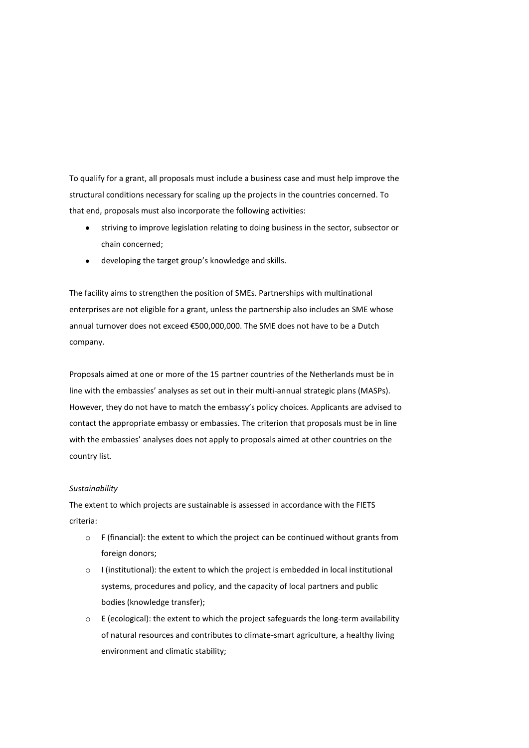To qualify for a grant, all proposals must include a business case and must help improve the structural conditions necessary for scaling up the projects in the countries concerned. To that end, proposals must also incorporate the following activities:

- striving to improve legislation relating to doing business in the sector, subsector or chain concerned;
- developing the target group's knowledge and skills.

The facility aims to strengthen the position of SMEs. Partnerships with multinational enterprises are not eligible for a grant, unless the partnership also includes an SME whose annual turnover does not exceed €500,000,000. The SME does not have to be a Dutch company.

Proposals aimed at one or more of the 15 partner countries of the Netherlands must be in line with the embassies' analyses as set out in their multi-annual strategic plans (MASPs). However, they do not have to match the embassy's policy choices. Applicants are advised to contact the appropriate embassy or embassies. The criterion that proposals must be in line with the embassies' analyses does not apply to proposals aimed at other countries on the country list.

*Sustainability*

The extent to which projects are sustainable is assessed in accordance with the FIETS criteria:

- F (financial): the extent to which the project can be continued without grants from foreign donors;
- I (institutional): the extent to which the project is embedded in local institutional systems, procedures and policy, and the capacity of local partners and public bodies (knowledge transfer);
- E (ecological): the extent to which the project safeguards the long-term availability of natural resources and contributes to climate-smart agriculture, a healthy living environment and climatic stability;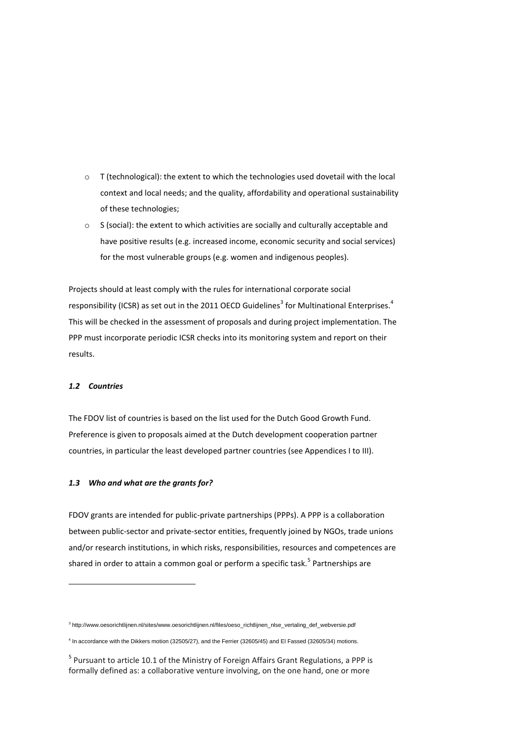- T (technological): the extent to which the technologies used dovetail with the local context and local needs; and the quality, affordability and operational sustainability of these technologies;
- S (social): the extent to which activities are socially and culturally acceptable and have positive results (e.g. increased income, economic security and social services) for the most vulnerable groups (e.g. women and indigenous peoples).

Projects should at least comply with the rules for international corporate social responsibility (ICSR) as set out in the 2011 OECD Guidelines[3] for Multinational Enterprises.[4] This will be checked in the assessment of proposals and during project implementation. The PPP must incorporate periodic ICSR checks into its monitoring system and report on their results.

### *1.2 Countries*

The FDOV list of countries is based on the list used for the Dutch Good Growth Fund. Preference is given to proposals aimed at the Dutch development cooperation partner countries, in particular the least developed partner countries (see Appendices I to III).

### *1.3 Who and what are the grants for?*

FDOV grants are intended for public-private partnerships (PPPs). A PPP is a collaboration between public-sector and private-sector entities, frequently joined by NGOs, trade unions and/or research institutions, in which risks, responsibilities, resources and competences are shared in order to attain a common goal or perform a specific task.[5] Partnerships are

---

[3] http://www.oesorichtlijnen.nl/sites/www.oesorichtlijnen.nl/files/oeso_richtlijnen_nlse_vertaling_def_webversie.pdf

[4] In accordance with the Dikkers motion (32505/27), and the Ferrier (32605/45) and El Fassed (32605/34) motions.

[5] Pursuant to article 10.1 of the Ministry of Foreign Affairs Grant Regulations, a PPP is formally defined as: a collaborative venture involving, on the one hand, one or more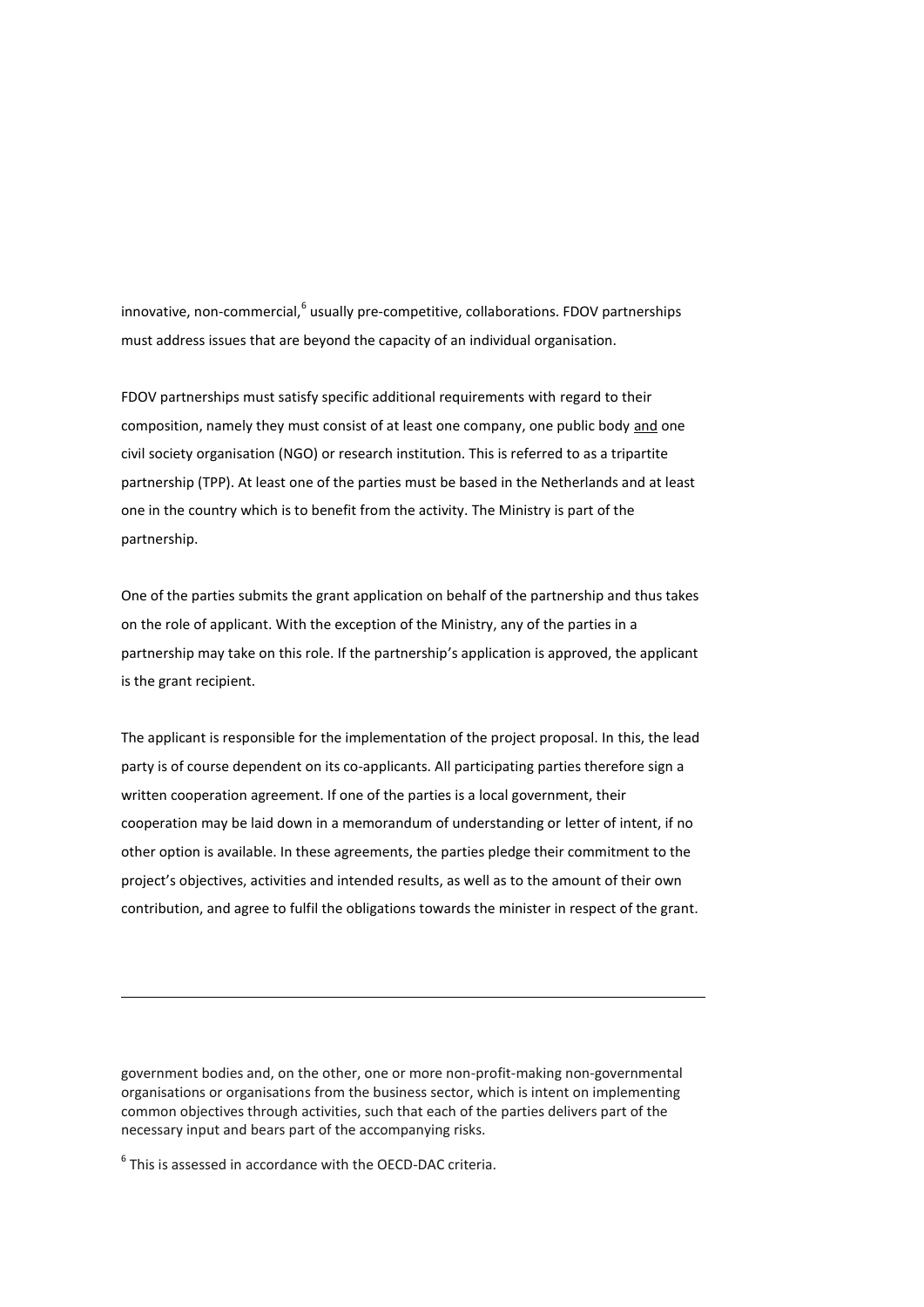innovative, non-commercial,[6] usually pre-competitive, collaborations. FDOV partnerships must address issues that are beyond the capacity of an individual organisation.

FDOV partnerships must satisfy specific additional requirements with regard to their composition, namely they must consist of at least one company, one public body <u>and</u> one civil society organisation (NGO) or research institution. This is referred to as a tripartite partnership (TPP). At least one of the parties must be based in the Netherlands and at least one in the country which is to benefit from the activity. The Ministry is part of the partnership.

One of the parties submits the grant application on behalf of the partnership and thus takes on the role of applicant. With the exception of the Ministry, any of the parties in a partnership may take on this role. If the partnership's application is approved, the applicant is the grant recipient.

The applicant is responsible for the implementation of the project proposal. In this, the lead party is of course dependent on its co-applicants. All participating parties therefore sign a written cooperation agreement. If one of the parties is a local government, their cooperation may be laid down in a memorandum of understanding or letter of intent, if no other option is available. In these agreements, the parties pledge their commitment to the project's objectives, activities and intended results, as well as to the amount of their own contribution, and agree to fulfil the obligations towards the minister in respect of the grant.

---

government bodies and, on the other, one or more non-profit-making non-governmental organisations or organisations from the business sector, which is intent on implementing common objectives through activities, such that each of the parties delivers part of the necessary input and bears part of the accompanying risks.

[6] This is assessed in accordance with the OECD-DAC criteria.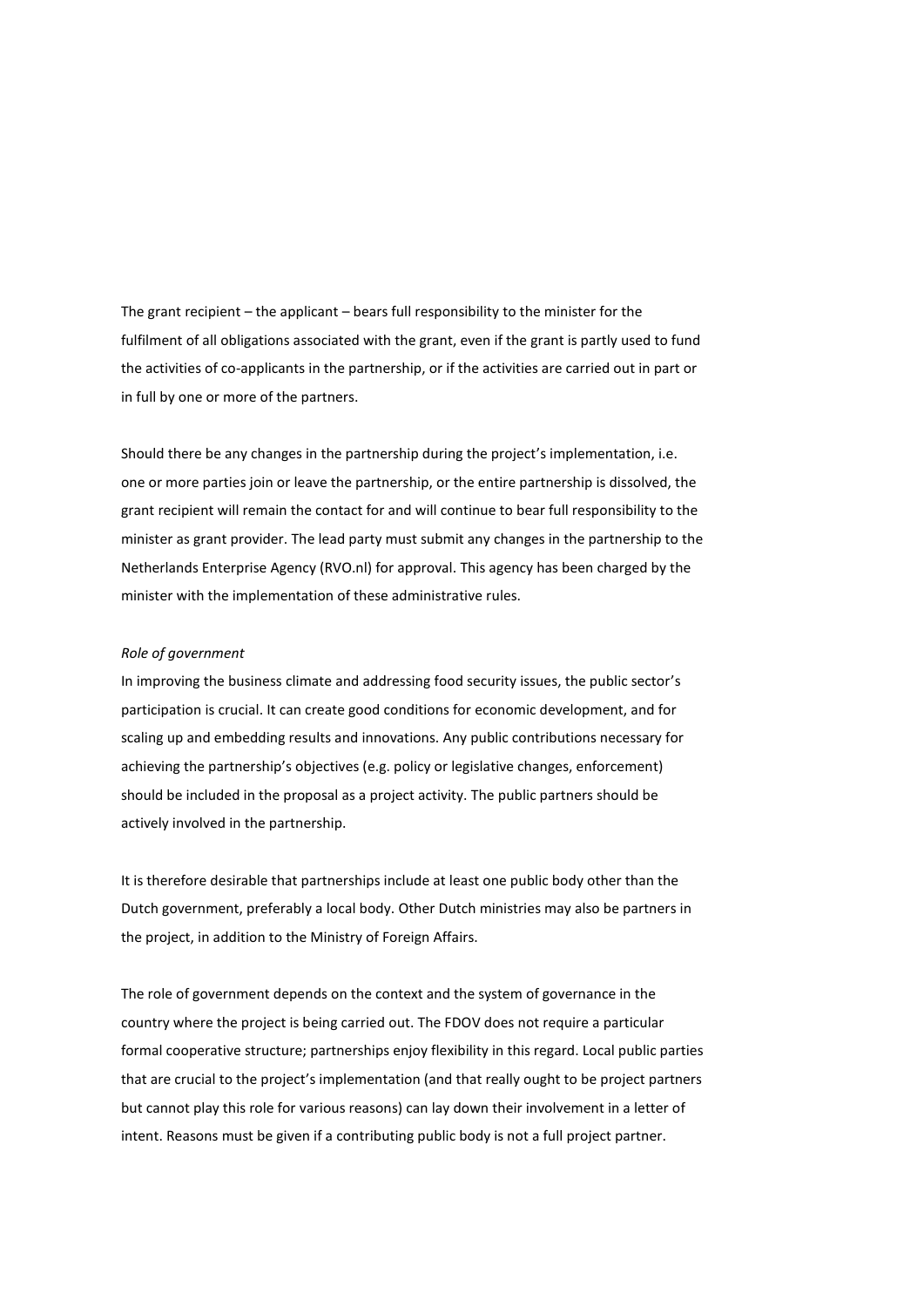The grant recipient – the applicant – bears full responsibility to the minister for the fulfilment of all obligations associated with the grant, even if the grant is partly used to fund the activities of co-applicants in the partnership, or if the activities are carried out in part or in full by one or more of the partners.

Should there be any changes in the partnership during the project's implementation, i.e. one or more parties join or leave the partnership, or the entire partnership is dissolved, the grant recipient will remain the contact for and will continue to bear full responsibility to the minister as grant provider. The lead party must submit any changes in the partnership to the Netherlands Enterprise Agency (RVO.nl) for approval. This agency has been charged by the minister with the implementation of these administrative rules.

*Role of government*

In improving the business climate and addressing food security issues, the public sector's participation is crucial. It can create good conditions for economic development, and for scaling up and embedding results and innovations. Any public contributions necessary for achieving the partnership's objectives (e.g. policy or legislative changes, enforcement) should be included in the proposal as a project activity. The public partners should be actively involved in the partnership.

It is therefore desirable that partnerships include at least one public body other than the Dutch government, preferably a local body. Other Dutch ministries may also be partners in the project, in addition to the Ministry of Foreign Affairs.

The role of government depends on the context and the system of governance in the country where the project is being carried out. The FDOV does not require a particular formal cooperative structure; partnerships enjoy flexibility in this regard. Local public parties that are crucial to the project's implementation (and that really ought to be project partners but cannot play this role for various reasons) can lay down their involvement in a letter of intent. Reasons must be given if a contributing public body is not a full project partner.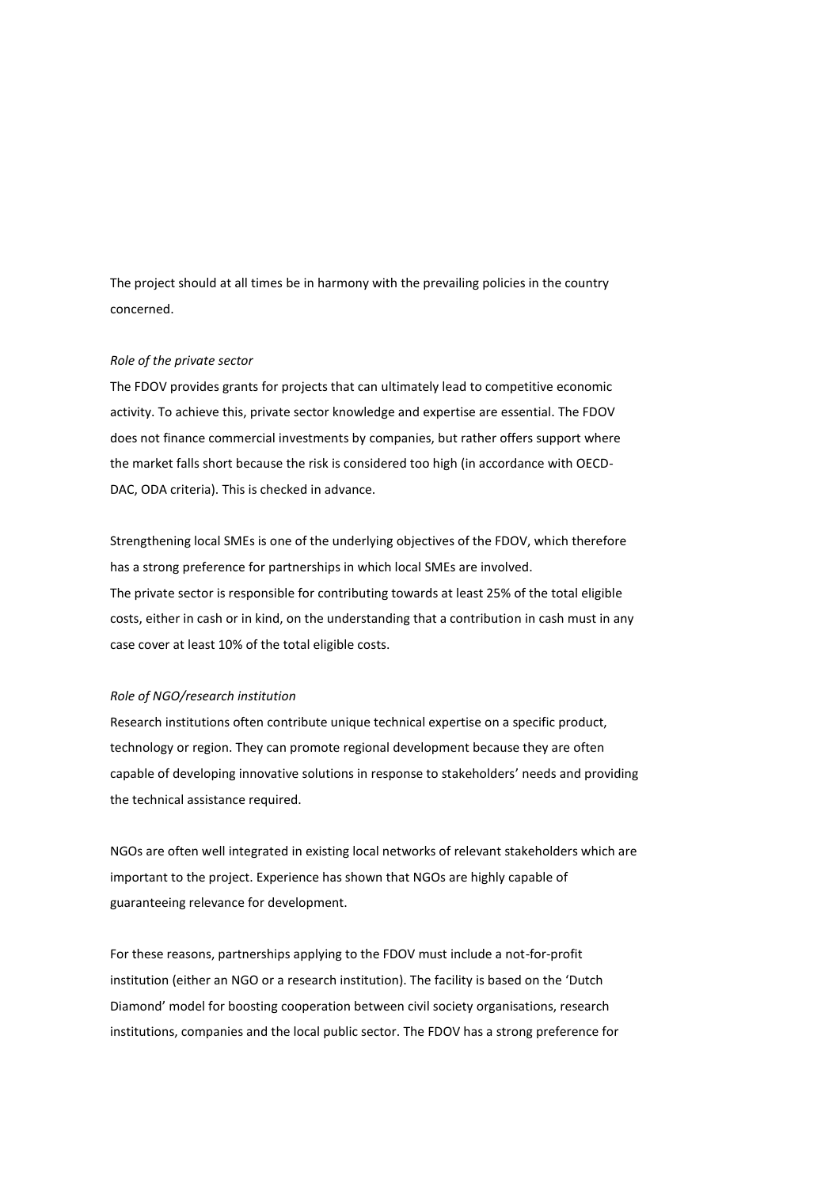The project should at all times be in harmony with the prevailing policies in the country concerned.

*Role of the private sector*

The FDOV provides grants for projects that can ultimately lead to competitive economic activity. To achieve this, private sector knowledge and expertise are essential. The FDOV does not finance commercial investments by companies, but rather offers support where the market falls short because the risk is considered too high (in accordance with OECD-DAC, ODA criteria). This is checked in advance.

Strengthening local SMEs is one of the underlying objectives of the FDOV, which therefore has a strong preference for partnerships in which local SMEs are involved.
The private sector is responsible for contributing towards at least 25% of the total eligible costs, either in cash or in kind, on the understanding that a contribution in cash must in any case cover at least 10% of the total eligible costs.

*Role of NGO/research institution*

Research institutions often contribute unique technical expertise on a specific product, technology or region. They can promote regional development because they are often capable of developing innovative solutions in response to stakeholders' needs and providing the technical assistance required.

NGOs are often well integrated in existing local networks of relevant stakeholders which are important to the project. Experience has shown that NGOs are highly capable of guaranteeing relevance for development.

For these reasons, partnerships applying to the FDOV must include a not-for-profit institution (either an NGO or a research institution). The facility is based on the 'Dutch Diamond' model for boosting cooperation between civil society organisations, research institutions, companies and the local public sector. The FDOV has a strong preference for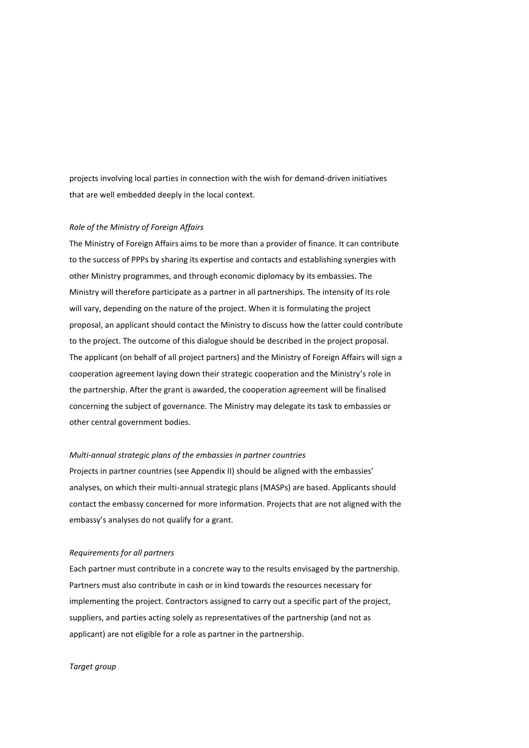projects involving local parties in connection with the wish for demand-driven initiatives that are well embedded deeply in the local context.

*Role of the Ministry of Foreign Affairs*

The Ministry of Foreign Affairs aims to be more than a provider of finance. It can contribute to the success of PPPs by sharing its expertise and contacts and establishing synergies with other Ministry programmes, and through economic diplomacy by its embassies. The Ministry will therefore participate as a partner in all partnerships. The intensity of its role will vary, depending on the nature of the project. When it is formulating the project proposal, an applicant should contact the Ministry to discuss how the latter could contribute to the project. The outcome of this dialogue should be described in the project proposal. The applicant (on behalf of all project partners) and the Ministry of Foreign Affairs will sign a cooperation agreement laying down their strategic cooperation and the Ministry's role in the partnership. After the grant is awarded, the cooperation agreement will be finalised concerning the subject of governance. The Ministry may delegate its task to embassies or other central government bodies.

*Multi-annual strategic plans of the embassies in partner countries*

Projects in partner countries (see Appendix II) should be aligned with the embassies' analyses, on which their multi-annual strategic plans (MASPs) are based. Applicants should contact the embassy concerned for more information. Projects that are not aligned with the embassy's analyses do not qualify for a grant.

*Requirements for all partners*

Each partner must contribute in a concrete way to the results envisaged by the partnership. Partners must also contribute in cash or in kind towards the resources necessary for implementing the project. Contractors assigned to carry out a specific part of the project, suppliers, and parties acting solely as representatives of the partnership (and not as applicant) are not eligible for a role as partner in the partnership.

*Target group*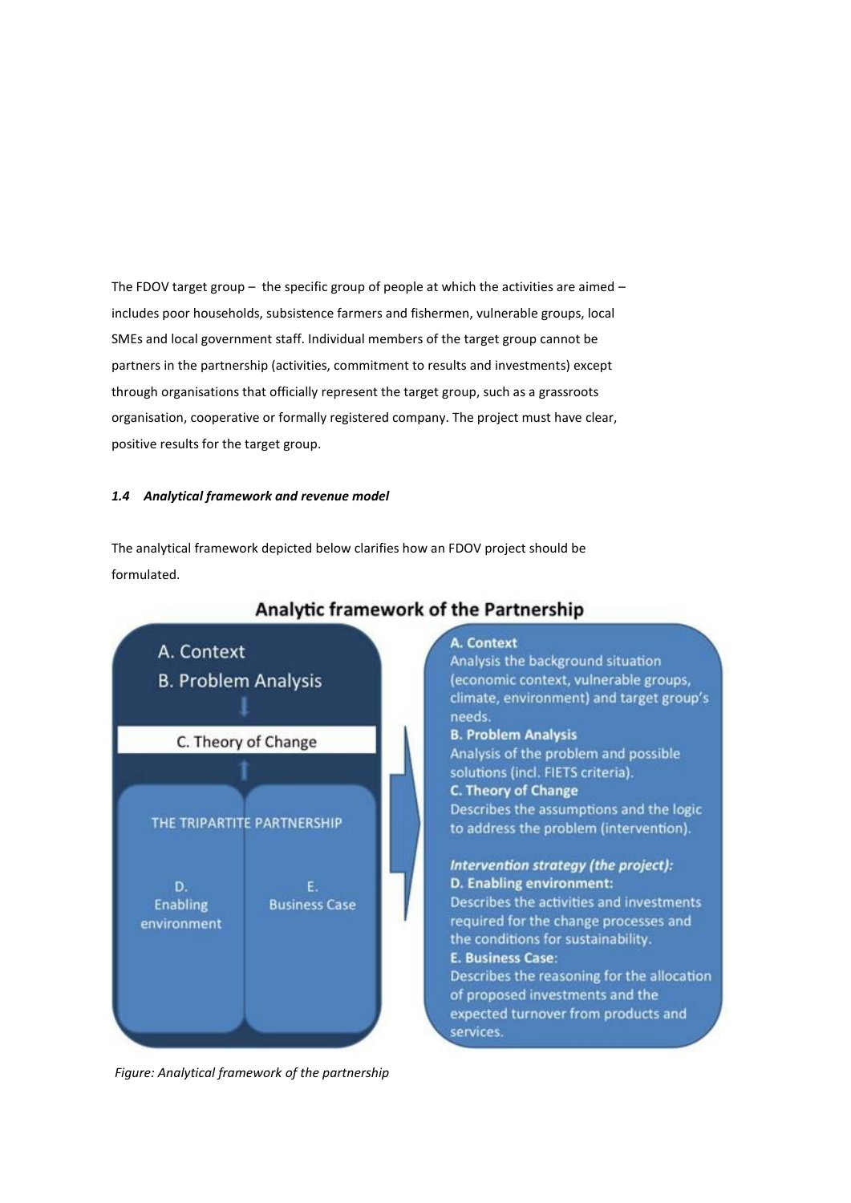The FDOV target group – the specific group of people at which the activities are aimed – includes poor households, subsistence farmers and fishermen, vulnerable groups, local SMEs and local government staff. Individual members of the target group cannot be partners in the partnership (activities, commitment to results and investments) except through organisations that officially represent the target group, such as a grassroots organisation, cooperative or formally registered company. The project must have clear, positive results for the target group.

### *1.4 Analytical framework and revenue model*

The analytical framework depicted below clarifies how an FDOV project should be formulated.

**Analytic framework of the Partnership**

A. Context
B. Problem Analysis
C. Theory of Change
THE TRIPARTITE PARTNERSHIP
D. Enabling environment
E. Business Case

**A. Context**
Analysis the background situation (economic context, vulnerable groups, climate, environment) and target group's needs.

**B. Problem Analysis**
Analysis of the problem and possible solutions (incl. FIETS criteria).

**C. Theory of Change**
Describes the assumptions and the logic to address the problem (intervention).

***Intervention strategy (the project):***

**D. Enabling environment:**
Describes the activities and investments required for the change processes and the conditions for sustainability.

**E. Business Case:**
Describes the reasoning for the allocation of proposed investments and the expected turnover from products and services.

*Figure: Analytical framework of the partnership*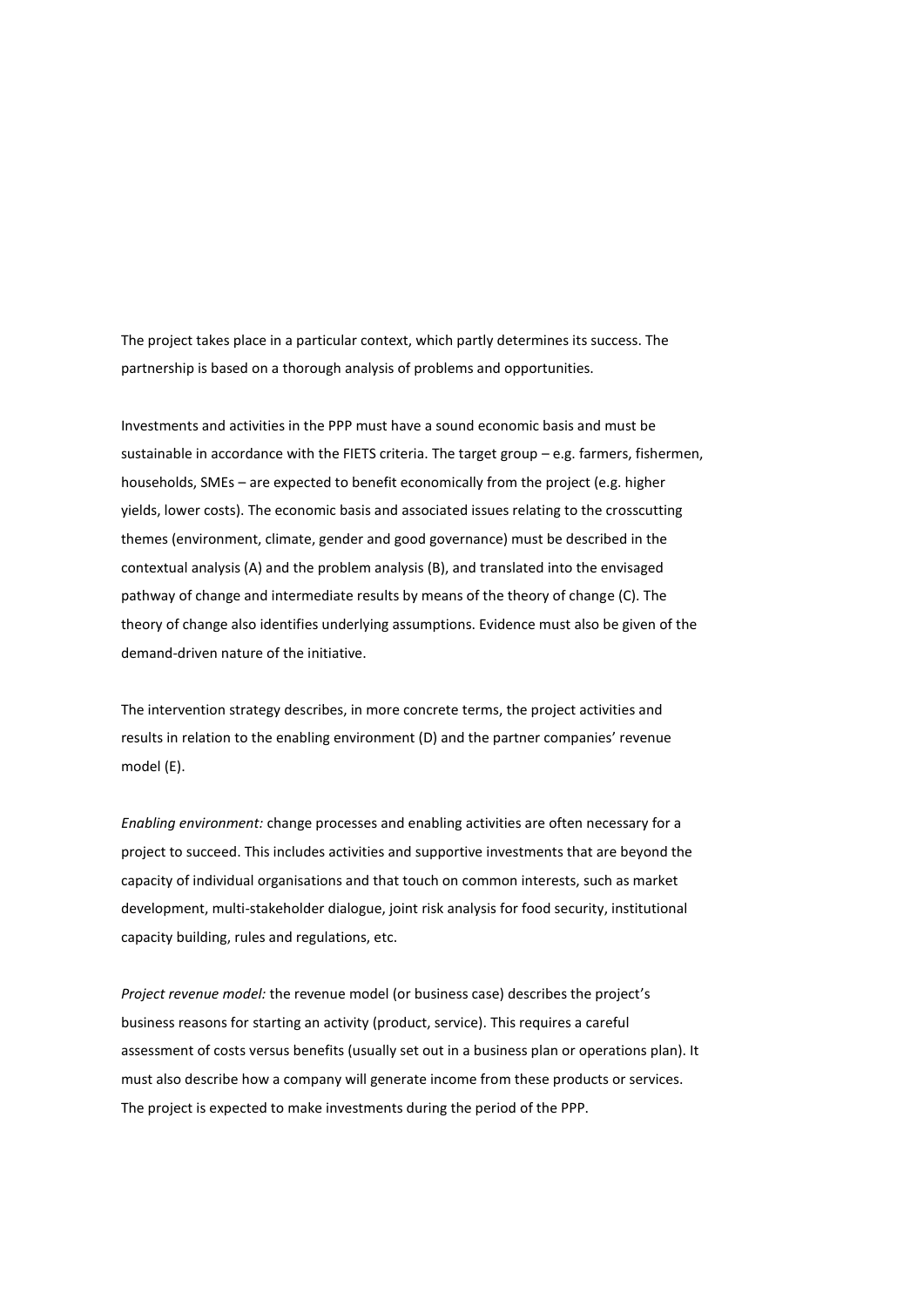The project takes place in a particular context, which partly determines its success. The partnership is based on a thorough analysis of problems and opportunities.

Investments and activities in the PPP must have a sound economic basis and must be sustainable in accordance with the FIETS criteria. The target group – e.g. farmers, fishermen, households, SMEs – are expected to benefit economically from the project (e.g. higher yields, lower costs). The economic basis and associated issues relating to the crosscutting themes (environment, climate, gender and good governance) must be described in the contextual analysis (A) and the problem analysis (B), and translated into the envisaged pathway of change and intermediate results by means of the theory of change (C). The theory of change also identifies underlying assumptions. Evidence must also be given of the demand-driven nature of the initiative.

The intervention strategy describes, in more concrete terms, the project activities and results in relation to the enabling environment (D) and the partner companies' revenue model (E).

*Enabling environment:* change processes and enabling activities are often necessary for a project to succeed. This includes activities and supportive investments that are beyond the capacity of individual organisations and that touch on common interests, such as market development, multi-stakeholder dialogue, joint risk analysis for food security, institutional capacity building, rules and regulations, etc.

*Project revenue model:* the revenue model (or business case) describes the project's business reasons for starting an activity (product, service). This requires a careful assessment of costs versus benefits (usually set out in a business plan or operations plan). It must also describe how a company will generate income from these products or services. The project is expected to make investments during the period of the PPP.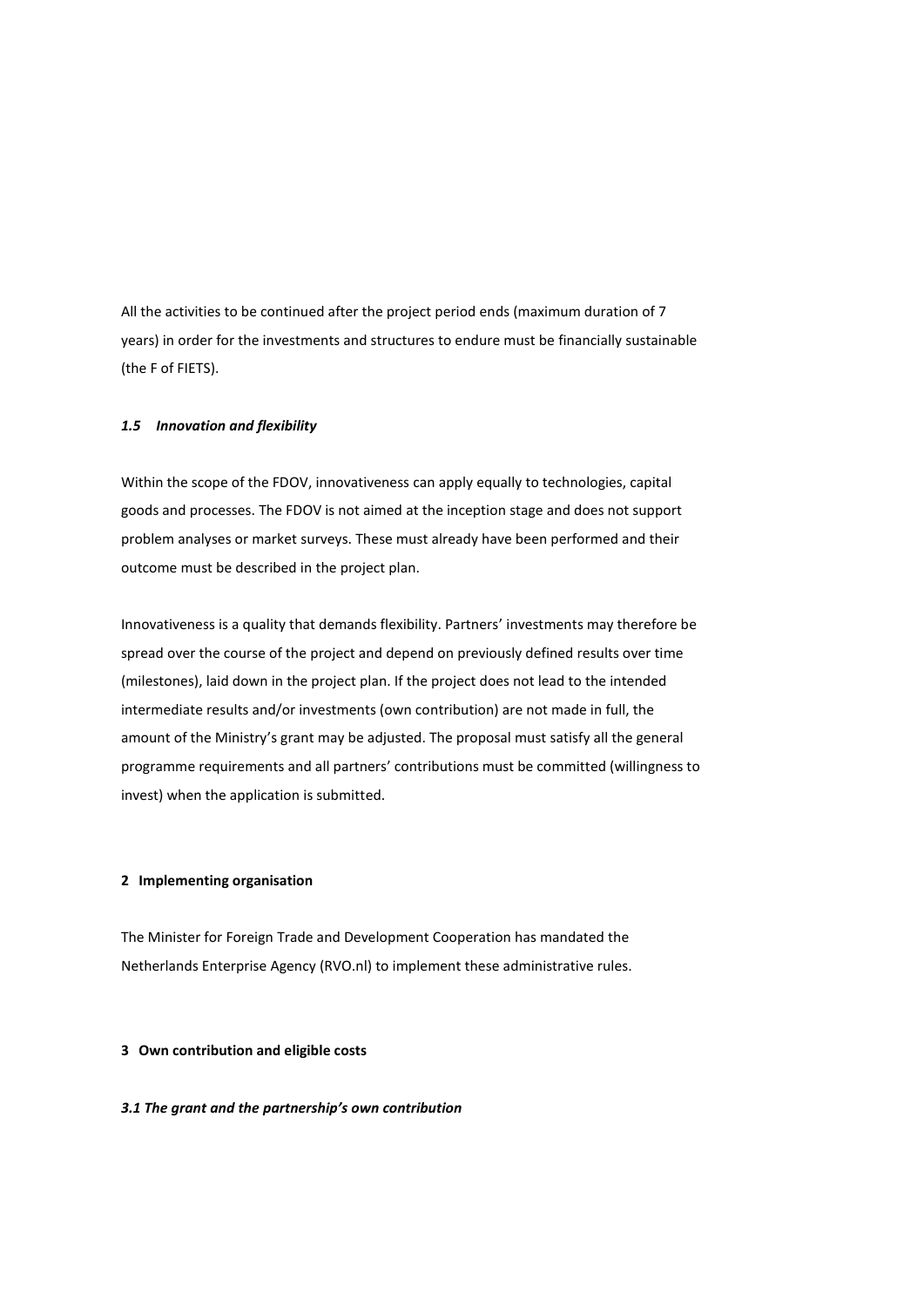All the activities to be continued after the project period ends (maximum duration of 7 years) in order for the investments and structures to endure must be financially sustainable (the F of FIETS).

### *1.5 Innovation and flexibility*

Within the scope of the FDOV, innovativeness can apply equally to technologies, capital goods and processes. The FDOV is not aimed at the inception stage and does not support problem analyses or market surveys. These must already have been performed and their outcome must be described in the project plan.

Innovativeness is a quality that demands flexibility. Partners' investments may therefore be spread over the course of the project and depend on previously defined results over time (milestones), laid down in the project plan. If the project does not lead to the intended intermediate results and/or investments (own contribution) are not made in full, the amount of the Ministry's grant may be adjusted. The proposal must satisfy all the general programme requirements and all partners' contributions must be committed (willingness to invest) when the application is submitted.

## 2 Implementing organisation

The Minister for Foreign Trade and Development Cooperation has mandated the Netherlands Enterprise Agency (RVO.nl) to implement these administrative rules.

## 3 Own contribution and eligible costs

### *3.1 The grant and the partnership's own contribution*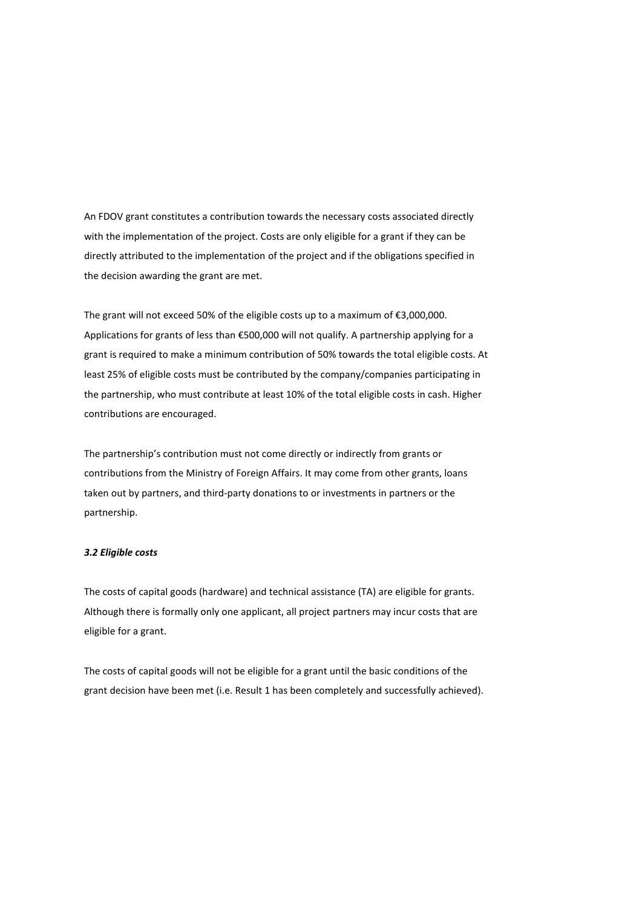An FDOV grant constitutes a contribution towards the necessary costs associated directly with the implementation of the project. Costs are only eligible for a grant if they can be directly attributed to the implementation of the project and if the obligations specified in the decision awarding the grant are met.

The grant will not exceed 50% of the eligible costs up to a maximum of €3,000,000. Applications for grants of less than €500,000 will not qualify. A partnership applying for a grant is required to make a minimum contribution of 50% towards the total eligible costs. At least 25% of eligible costs must be contributed by the company/companies participating in the partnership, who must contribute at least 10% of the total eligible costs in cash. Higher contributions are encouraged.

The partnership's contribution must not come directly or indirectly from grants or contributions from the Ministry of Foreign Affairs. It may come from other grants, loans taken out by partners, and third-party donations to or investments in partners or the partnership.

### *3.2 Eligible costs*

The costs of capital goods (hardware) and technical assistance (TA) are eligible for grants. Although there is formally only one applicant, all project partners may incur costs that are eligible for a grant.

The costs of capital goods will not be eligible for a grant until the basic conditions of the grant decision have been met (i.e. Result 1 has been completely and successfully achieved).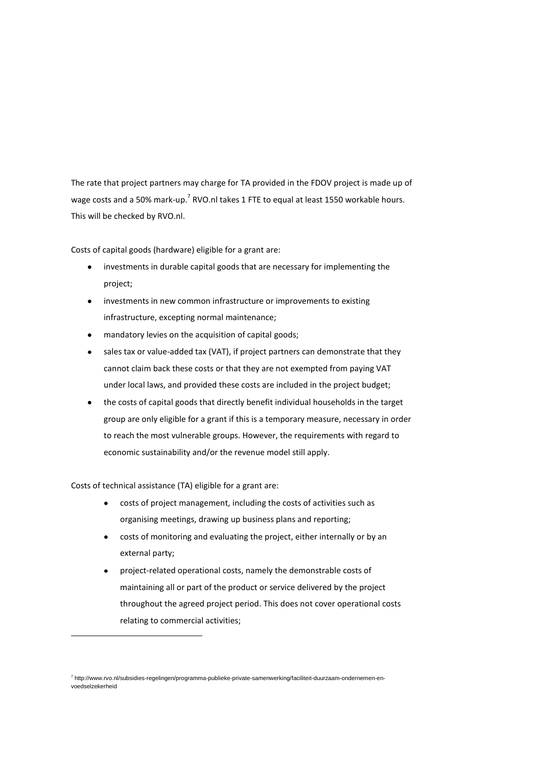The rate that project partners may charge for TA provided in the FDOV project is made up of wage costs and a 50% mark-up.[7] RVO.nl takes 1 FTE to equal at least 1550 workable hours. This will be checked by RVO.nl.

Costs of capital goods (hardware) eligible for a grant are:

- investments in durable capital goods that are necessary for implementing the project;
- investments in new common infrastructure or improvements to existing infrastructure, excepting normal maintenance;
- mandatory levies on the acquisition of capital goods;
- sales tax or value-added tax (VAT), if project partners can demonstrate that they cannot claim back these costs or that they are not exempted from paying VAT under local laws, and provided these costs are included in the project budget;
- the costs of capital goods that directly benefit individual households in the target group are only eligible for a grant if this is a temporary measure, necessary in order to reach the most vulnerable groups. However, the requirements with regard to economic sustainability and/or the revenue model still apply.

Costs of technical assistance (TA) eligible for a grant are:

- costs of project management, including the costs of activities such as organising meetings, drawing up business plans and reporting;
- costs of monitoring and evaluating the project, either internally or by an external party;
- project-related operational costs, namely the demonstrable costs of maintaining all or part of the product or service delivered by the project throughout the agreed project period. This does not cover operational costs relating to commercial activities;

[7] http://www.rvo.nl/subsidies-regelingen/programma-publieke-private-samenwerking/faciliteit-duurzaam-ondernemen-en-voedselzekerheid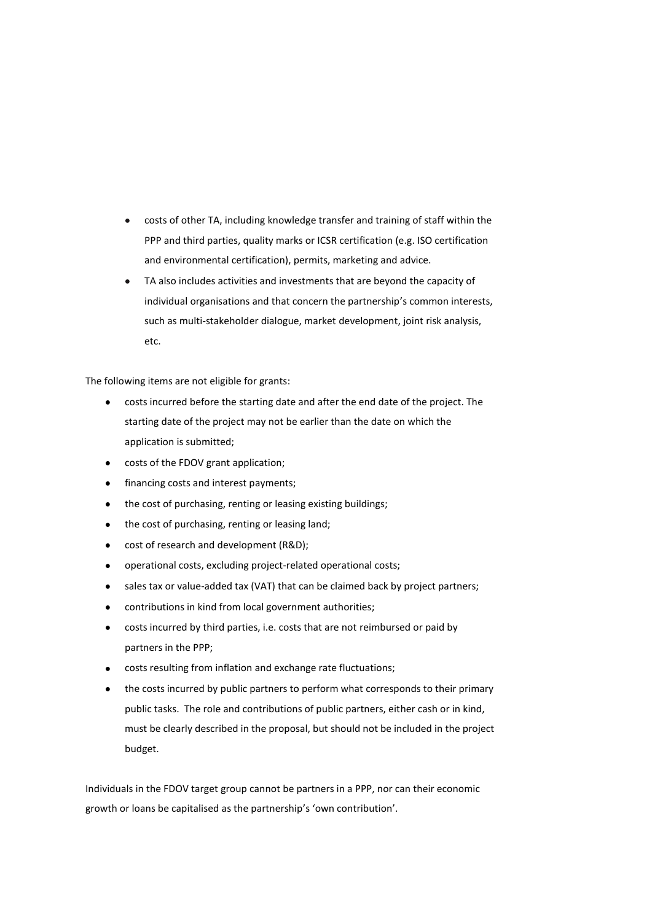- costs of other TA, including knowledge transfer and training of staff within the PPP and third parties, quality marks or ICSR certification (e.g. ISO certification and environmental certification), permits, marketing and advice.
- TA also includes activities and investments that are beyond the capacity of individual organisations and that concern the partnership's common interests, such as multi-stakeholder dialogue, market development, joint risk analysis, etc.

The following items are not eligible for grants:

- costs incurred before the starting date and after the end date of the project. The starting date of the project may not be earlier than the date on which the application is submitted;
- costs of the FDOV grant application;
- financing costs and interest payments;
- the cost of purchasing, renting or leasing existing buildings;
- the cost of purchasing, renting or leasing land;
- cost of research and development (R&D);
- operational costs, excluding project-related operational costs;
- sales tax or value-added tax (VAT) that can be claimed back by project partners;
- contributions in kind from local government authorities;
- costs incurred by third parties, i.e. costs that are not reimbursed or paid by partners in the PPP;
- costs resulting from inflation and exchange rate fluctuations;
- the costs incurred by public partners to perform what corresponds to their primary public tasks. The role and contributions of public partners, either cash or in kind, must be clearly described in the proposal, but should not be included in the project budget.

Individuals in the FDOV target group cannot be partners in a PPP, nor can their economic growth or loans be capitalised as the partnership's 'own contribution'.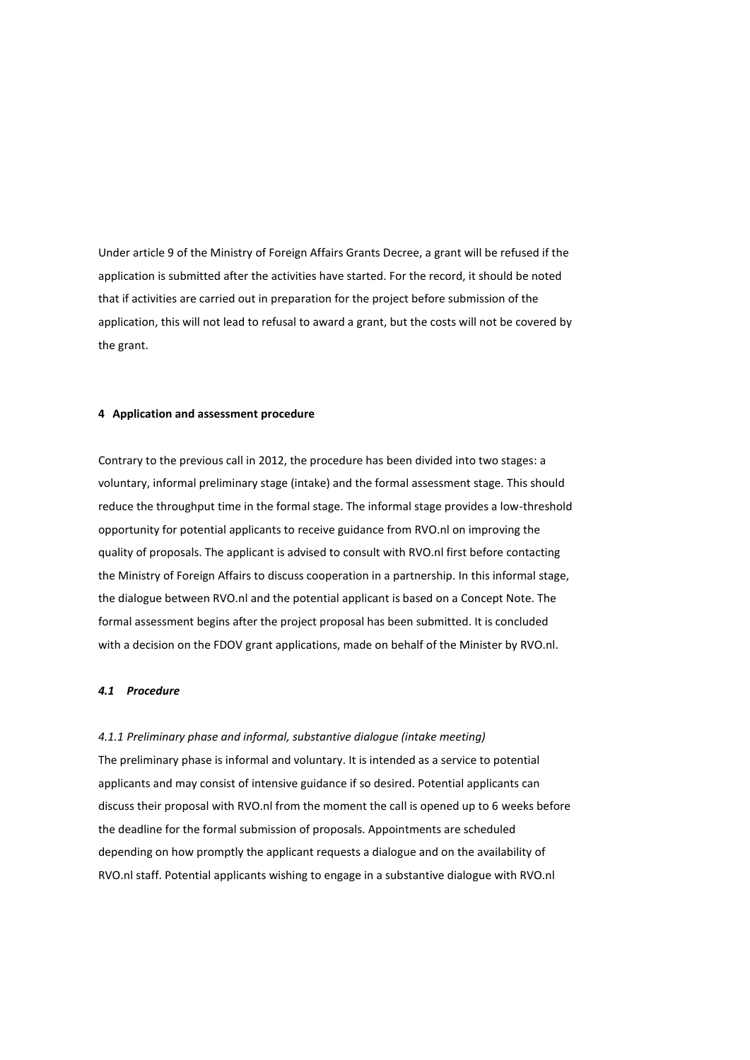Under article 9 of the Ministry of Foreign Affairs Grants Decree, a grant will be refused if the application is submitted after the activities have started. For the record, it should be noted that if activities are carried out in preparation for the project before submission of the application, this will not lead to refusal to award a grant, but the costs will not be covered by the grant.

## 4 Application and assessment procedure

Contrary to the previous call in 2012, the procedure has been divided into two stages: a voluntary, informal preliminary stage (intake) and the formal assessment stage. This should reduce the throughput time in the formal stage. The informal stage provides a low-threshold opportunity for potential applicants to receive guidance from RVO.nl on improving the quality of proposals. The applicant is advised to consult with RVO.nl first before contacting the Ministry of Foreign Affairs to discuss cooperation in a partnership. In this informal stage, the dialogue between RVO.nl and the potential applicant is based on a Concept Note. The formal assessment begins after the project proposal has been submitted. It is concluded with a decision on the FDOV grant applications, made on behalf of the Minister by RVO.nl.

### *4.1 Procedure*

#### *4.1.1 Preliminary phase and informal, substantive dialogue (intake meeting)*

The preliminary phase is informal and voluntary. It is intended as a service to potential applicants and may consist of intensive guidance if so desired. Potential applicants can discuss their proposal with RVO.nl from the moment the call is opened up to 6 weeks before the deadline for the formal submission of proposals. Appointments are scheduled depending on how promptly the applicant requests a dialogue and on the availability of RVO.nl staff. Potential applicants wishing to engage in a substantive dialogue with RVO.nl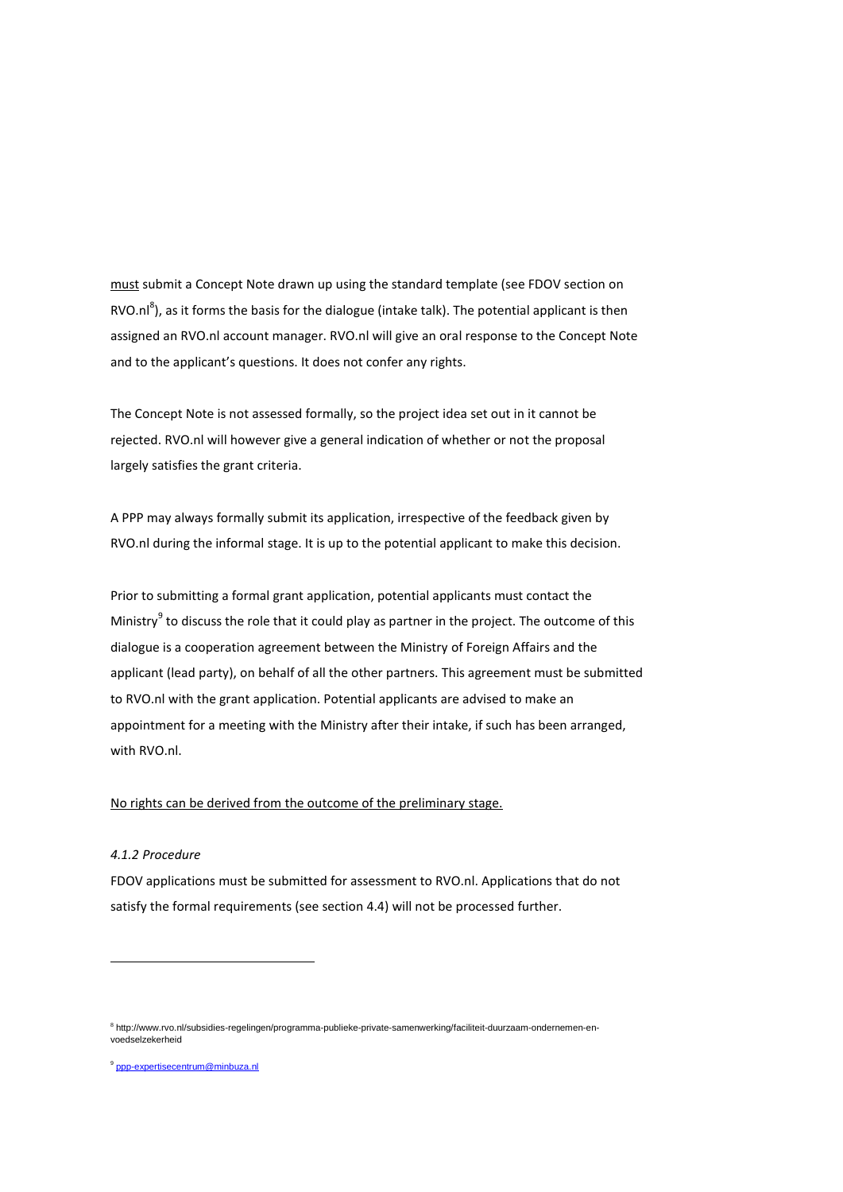must submit a Concept Note drawn up using the standard template (see FDOV section on RVO.nl[8]), as it forms the basis for the dialogue (intake talk). The potential applicant is then assigned an RVO.nl account manager. RVO.nl will give an oral response to the Concept Note and to the applicant's questions. It does not confer any rights.

The Concept Note is not assessed formally, so the project idea set out in it cannot be rejected. RVO.nl will however give a general indication of whether or not the proposal largely satisfies the grant criteria.

A PPP may always formally submit its application, irrespective of the feedback given by RVO.nl during the informal stage. It is up to the potential applicant to make this decision.

Prior to submitting a formal grant application, potential applicants must contact the Ministry[9] to discuss the role that it could play as partner in the project. The outcome of this dialogue is a cooperation agreement between the Ministry of Foreign Affairs and the applicant (lead party), on behalf of all the other partners. This agreement must be submitted to RVO.nl with the grant application. Potential applicants are advised to make an appointment for a meeting with the Ministry after their intake, if such has been arranged, with RVO.nl.

No rights can be derived from the outcome of the preliminary stage.

*4.1.2 Procedure*

FDOV applications must be submitted for assessment to RVO.nl. Applications that do not satisfy the formal requirements (see section 4.4) will not be processed further.

---

[8] http://www.rvo.nl/subsidies-regelingen/programma-publieke-private-samenwerking/faciliteit-duurzaam-ondernemen-en-voedselzekerheid

[9] ppp-expertisecentrum@minbuza.nl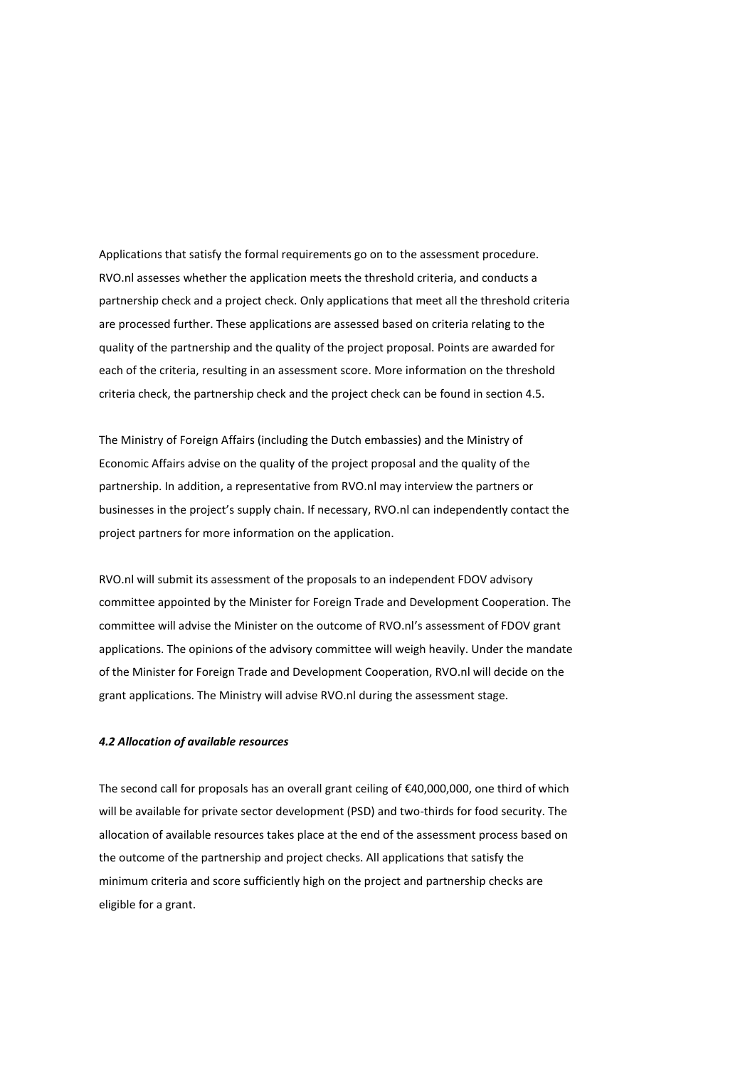Applications that satisfy the formal requirements go on to the assessment procedure. RVO.nl assesses whether the application meets the threshold criteria, and conducts a partnership check and a project check. Only applications that meet all the threshold criteria are processed further. These applications are assessed based on criteria relating to the quality of the partnership and the quality of the project proposal. Points are awarded for each of the criteria, resulting in an assessment score. More information on the threshold criteria check, the partnership check and the project check can be found in section 4.5.

The Ministry of Foreign Affairs (including the Dutch embassies) and the Ministry of Economic Affairs advise on the quality of the project proposal and the quality of the partnership. In addition, a representative from RVO.nl may interview the partners or businesses in the project's supply chain. If necessary, RVO.nl can independently contact the project partners for more information on the application.

RVO.nl will submit its assessment of the proposals to an independent FDOV advisory committee appointed by the Minister for Foreign Trade and Development Cooperation. The committee will advise the Minister on the outcome of RVO.nl's assessment of FDOV grant applications. The opinions of the advisory committee will weigh heavily. Under the mandate of the Minister for Foreign Trade and Development Cooperation, RVO.nl will decide on the grant applications. The Ministry will advise RVO.nl during the assessment stage.

#### *4.2 Allocation of available resources*

The second call for proposals has an overall grant ceiling of €40,000,000, one third of which will be available for private sector development (PSD) and two-thirds for food security. The allocation of available resources takes place at the end of the assessment process based on the outcome of the partnership and project checks. All applications that satisfy the minimum criteria and score sufficiently high on the project and partnership checks are eligible for a grant.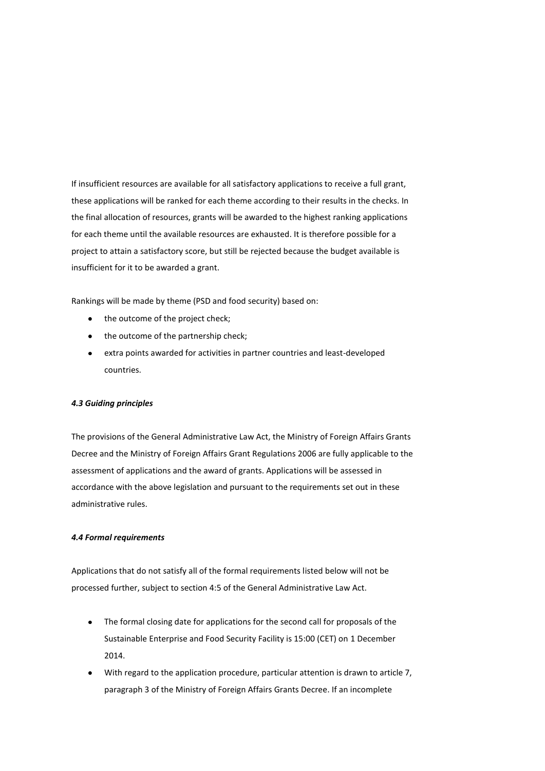If insufficient resources are available for all satisfactory applications to receive a full grant, these applications will be ranked for each theme according to their results in the checks. In the final allocation of resources, grants will be awarded to the highest ranking applications for each theme until the available resources are exhausted. It is therefore possible for a project to attain a satisfactory score, but still be rejected because the budget available is insufficient for it to be awarded a grant.

Rankings will be made by theme (PSD and food security) based on:

- the outcome of the project check;
- the outcome of the partnership check;
- extra points awarded for activities in partner countries and least-developed countries.

### *4.3 Guiding principles*

The provisions of the General Administrative Law Act, the Ministry of Foreign Affairs Grants Decree and the Ministry of Foreign Affairs Grant Regulations 2006 are fully applicable to the assessment of applications and the award of grants. Applications will be assessed in accordance with the above legislation and pursuant to the requirements set out in these administrative rules.

### *4.4 Formal requirements*

Applications that do not satisfy all of the formal requirements listed below will not be processed further, subject to section 4:5 of the General Administrative Law Act.

- The formal closing date for applications for the second call for proposals of the Sustainable Enterprise and Food Security Facility is 15:00 (CET) on 1 December 2014.
- With regard to the application procedure, particular attention is drawn to article 7, paragraph 3 of the Ministry of Foreign Affairs Grants Decree. If an incomplete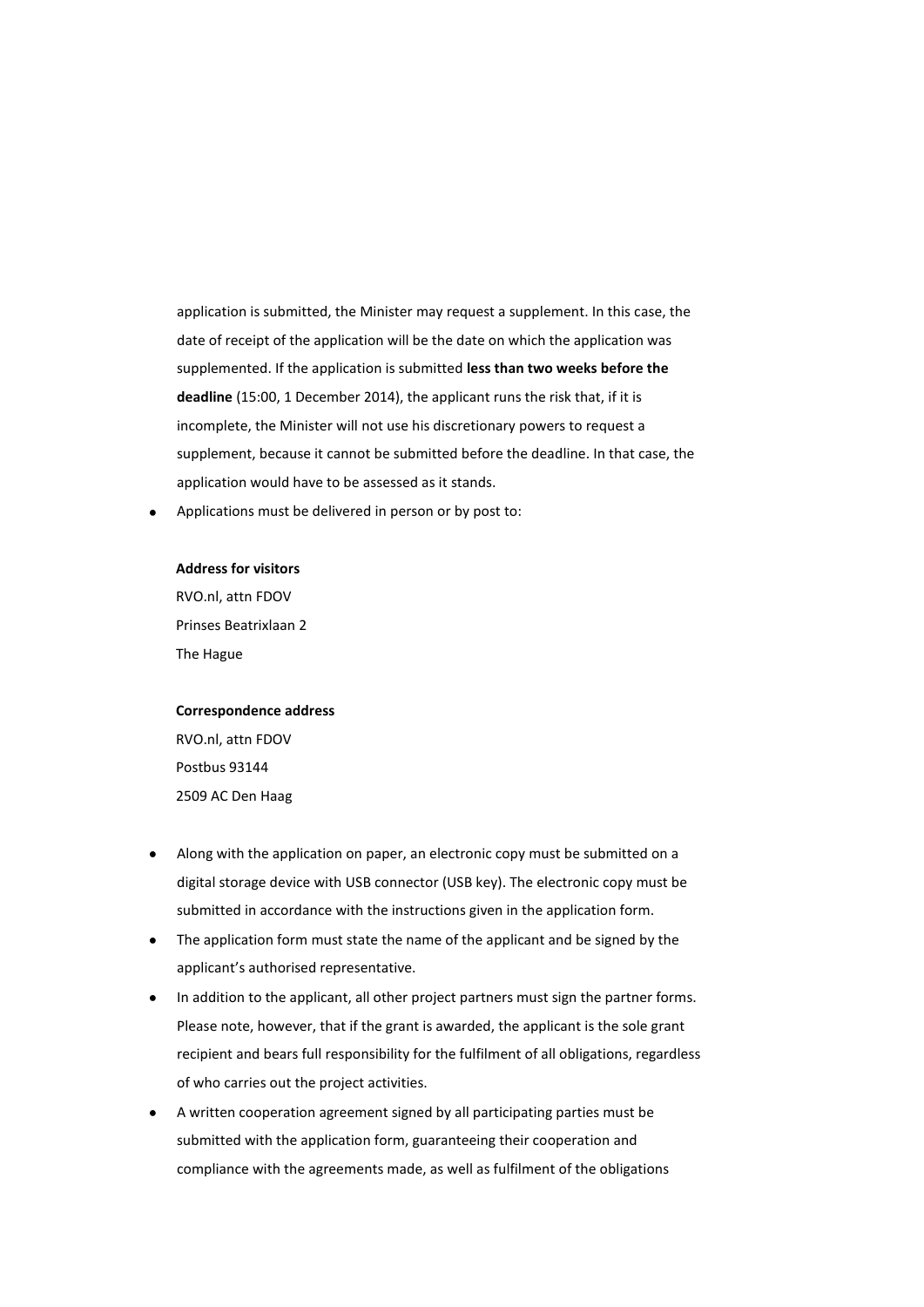application is submitted, the Minister may request a supplement. In this case, the date of receipt of the application will be the date on which the application was supplemented. If the application is submitted **less than two weeks before the deadline** (15:00, 1 December 2014), the applicant runs the risk that, if it is incomplete, the Minister will not use his discretionary powers to request a supplement, because it cannot be submitted before the deadline. In that case, the application would have to be assessed as it stands.

- Applications must be delivered in person or by post to:

  **Address for visitors**
  RVO.nl, attn FDOV
  Prinses Beatrixlaan 2
  The Hague

  **Correspondence address**
  RVO.nl, attn FDOV
  Postbus 93144
  2509 AC Den Haag

- Along with the application on paper, an electronic copy must be submitted on a digital storage device with USB connector (USB key). The electronic copy must be submitted in accordance with the instructions given in the application form.
- The application form must state the name of the applicant and be signed by the applicant's authorised representative.
- In addition to the applicant, all other project partners must sign the partner forms. Please note, however, that if the grant is awarded, the applicant is the sole grant recipient and bears full responsibility for the fulfilment of all obligations, regardless of who carries out the project activities.
- A written cooperation agreement signed by all participating parties must be submitted with the application form, guaranteeing their cooperation and compliance with the agreements made, as well as fulfilment of the obligations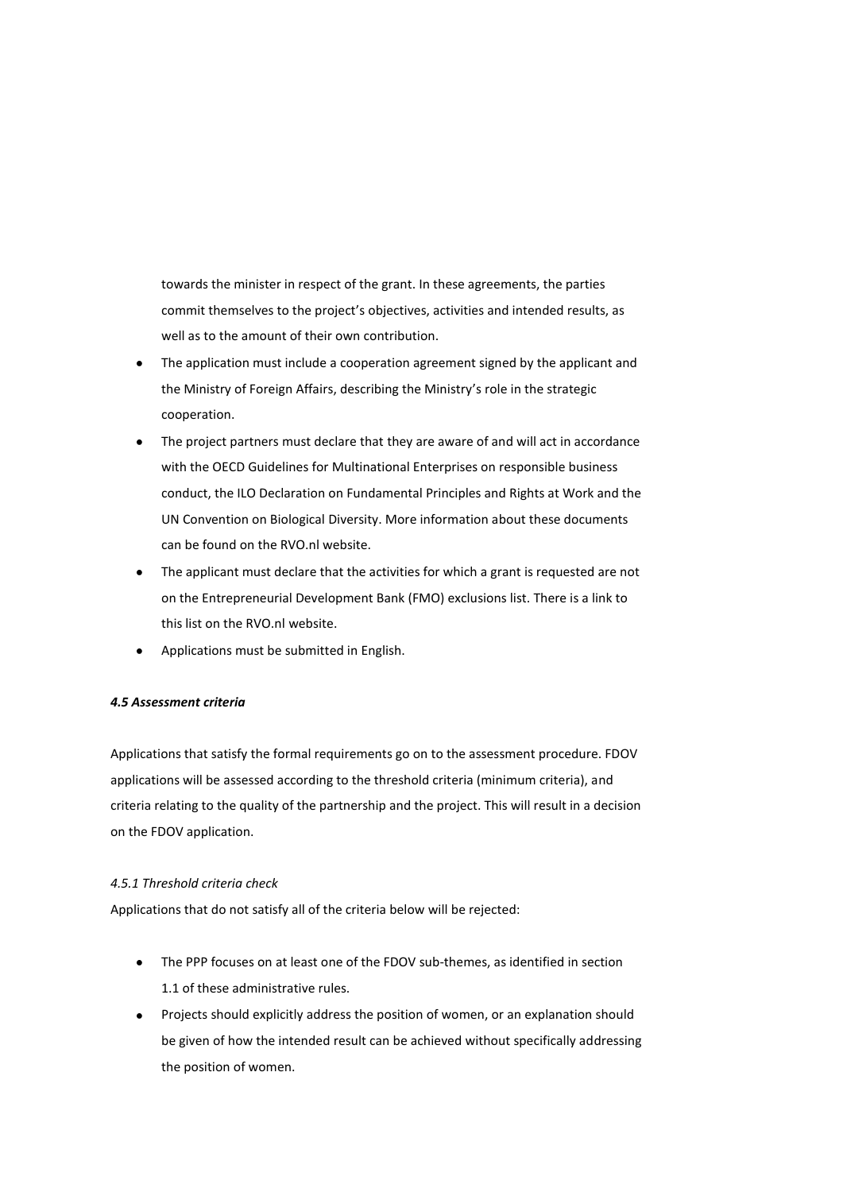towards the minister in respect of the grant. In these agreements, the parties commit themselves to the project's objectives, activities and intended results, as well as to the amount of their own contribution.

- The application must include a cooperation agreement signed by the applicant and the Ministry of Foreign Affairs, describing the Ministry's role in the strategic cooperation.
- The project partners must declare that they are aware of and will act in accordance with the OECD Guidelines for Multinational Enterprises on responsible business conduct, the ILO Declaration on Fundamental Principles and Rights at Work and the UN Convention on Biological Diversity. More information about these documents can be found on the RVO.nl website.
- The applicant must declare that the activities for which a grant is requested are not on the Entrepreneurial Development Bank (FMO) exclusions list. There is a link to this list on the RVO.nl website.
- Applications must be submitted in English.

#### *4.5 Assessment criteria*

Applications that satisfy the formal requirements go on to the assessment procedure. FDOV applications will be assessed according to the threshold criteria (minimum criteria), and criteria relating to the quality of the partnership and the project. This will result in a decision on the FDOV application.

##### *4.5.1 Threshold criteria check*

Applications that do not satisfy all of the criteria below will be rejected:

- The PPP focuses on at least one of the FDOV sub-themes, as identified in section 1.1 of these administrative rules.
- Projects should explicitly address the position of women, or an explanation should be given of how the intended result can be achieved without specifically addressing the position of women.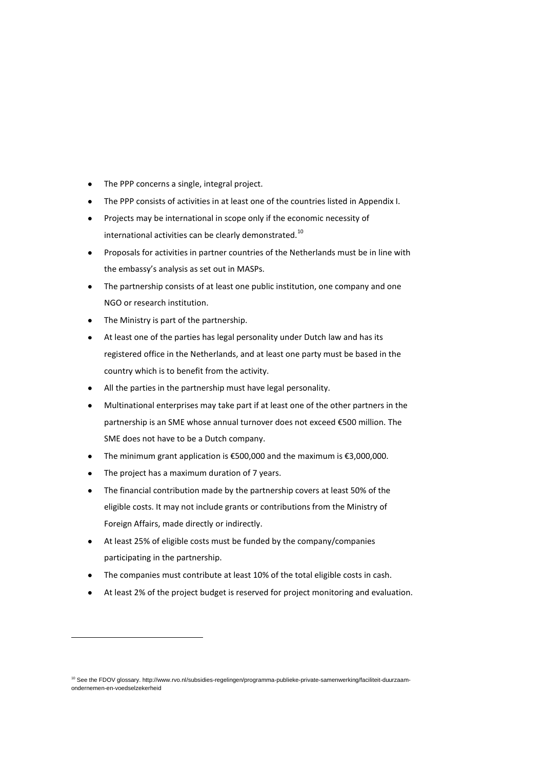- The PPP concerns a single, integral project.
- The PPP consists of activities in at least one of the countries listed in Appendix I.
- Projects may be international in scope only if the economic necessity of international activities can be clearly demonstrated.[10]
- Proposals for activities in partner countries of the Netherlands must be in line with the embassy's analysis as set out in MASPs.
- The partnership consists of at least one public institution, one company and one NGO or research institution.
- The Ministry is part of the partnership.
- At least one of the parties has legal personality under Dutch law and has its registered office in the Netherlands, and at least one party must be based in the country which is to benefit from the activity.
- All the parties in the partnership must have legal personality.
- Multinational enterprises may take part if at least one of the other partners in the partnership is an SME whose annual turnover does not exceed €500 million. The SME does not have to be a Dutch company.
- The minimum grant application is €500,000 and the maximum is €3,000,000.
- The project has a maximum duration of 7 years.
- The financial contribution made by the partnership covers at least 50% of the eligible costs. It may not include grants or contributions from the Ministry of Foreign Affairs, made directly or indirectly.
- At least 25% of eligible costs must be funded by the company/companies participating in the partnership.
- The companies must contribute at least 10% of the total eligible costs in cash.
- At least 2% of the project budget is reserved for project monitoring and evaluation.

---

[10] See the FDOV glossary. http://www.rvo.nl/subsidies-regelingen/programma-publieke-private-samenwerking/faciliteit-duurzaam-ondernemen-en-voedselzekerheid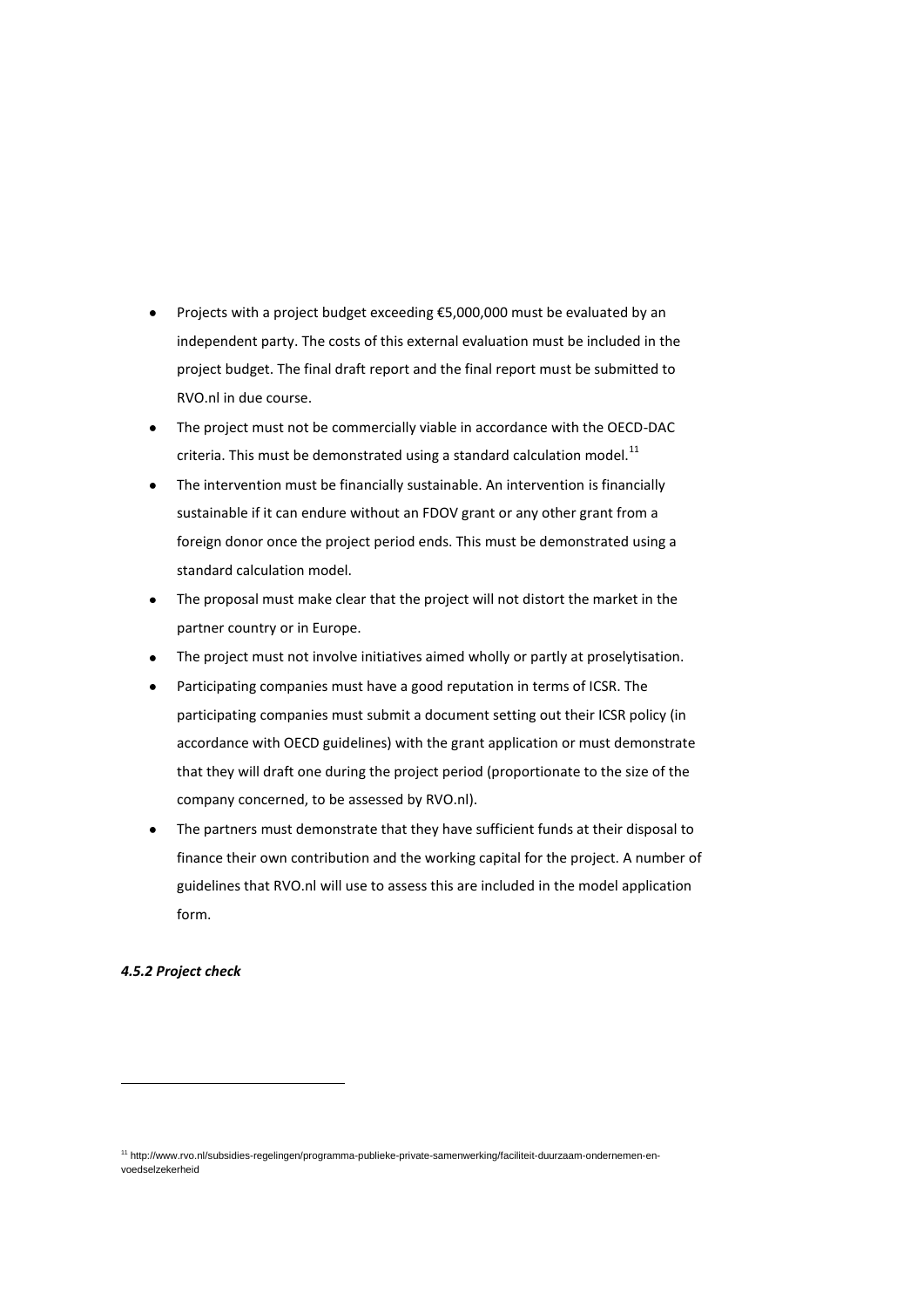- Projects with a project budget exceeding €5,000,000 must be evaluated by an independent party. The costs of this external evaluation must be included in the project budget. The final draft report and the final report must be submitted to RVO.nl in due course.
- The project must not be commercially viable in accordance with the OECD-DAC criteria. This must be demonstrated using a standard calculation model.[11]
- The intervention must be financially sustainable. An intervention is financially sustainable if it can endure without an FDOV grant or any other grant from a foreign donor once the project period ends. This must be demonstrated using a standard calculation model.
- The proposal must make clear that the project will not distort the market in the partner country or in Europe.
- The project must not involve initiatives aimed wholly or partly at proselytisation.
- Participating companies must have a good reputation in terms of ICSR. The participating companies must submit a document setting out their ICSR policy (in accordance with OECD guidelines) with the grant application or must demonstrate that they will draft one during the project period (proportionate to the size of the company concerned, to be assessed by RVO.nl).
- The partners must demonstrate that they have sufficient funds at their disposal to finance their own contribution and the working capital for the project. A number of guidelines that RVO.nl will use to assess this are included in the model application form.

#### *4.5.2 Project check*

---

[11] http://www.rvo.nl/subsidies-regelingen/programma-publieke-private-samenwerking/faciliteit-duurzaam-ondernemen-en-voedselzekerheid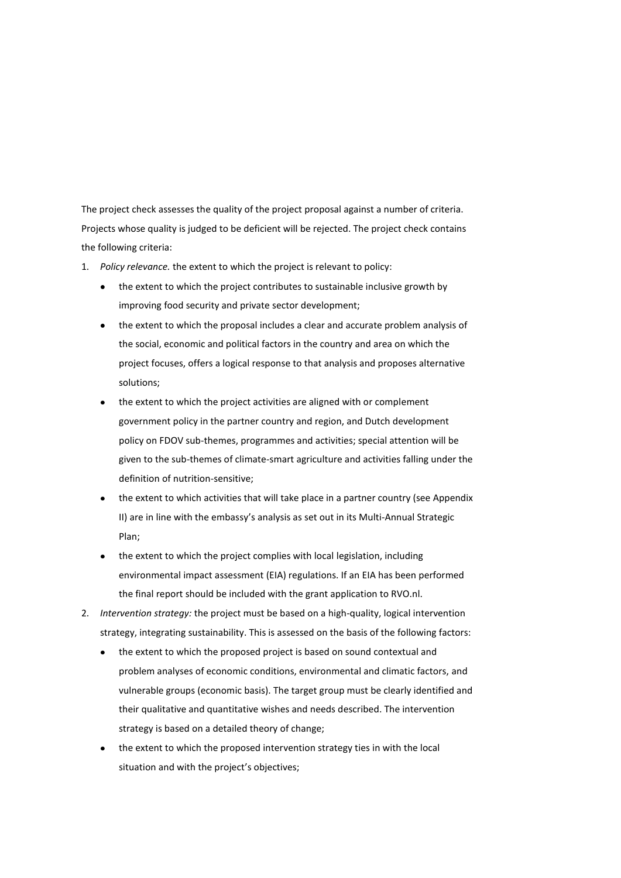The project check assesses the quality of the project proposal against a number of criteria. Projects whose quality is judged to be deficient will be rejected. The project check contains the following criteria:

1. *Policy relevance.* the extent to which the project is relevant to policy:
   - the extent to which the project contributes to sustainable inclusive growth by improving food security and private sector development;
   - the extent to which the proposal includes a clear and accurate problem analysis of the social, economic and political factors in the country and area on which the project focuses, offers a logical response to that analysis and proposes alternative solutions;
   - the extent to which the project activities are aligned with or complement government policy in the partner country and region, and Dutch development policy on FDOV sub-themes, programmes and activities; special attention will be given to the sub-themes of climate-smart agriculture and activities falling under the definition of nutrition-sensitive;
   - the extent to which activities that will take place in a partner country (see Appendix II) are in line with the embassy's analysis as set out in its Multi-Annual Strategic Plan;
   - the extent to which the project complies with local legislation, including environmental impact assessment (EIA) regulations. If an EIA has been performed the final report should be included with the grant application to RVO.nl.
2. *Intervention strategy:* the project must be based on a high-quality, logical intervention strategy, integrating sustainability. This is assessed on the basis of the following factors:
   - the extent to which the proposed project is based on sound contextual and problem analyses of economic conditions, environmental and climatic factors, and vulnerable groups (economic basis). The target group must be clearly identified and their qualitative and quantitative wishes and needs described. The intervention strategy is based on a detailed theory of change;
   - the extent to which the proposed intervention strategy ties in with the local situation and with the project's objectives;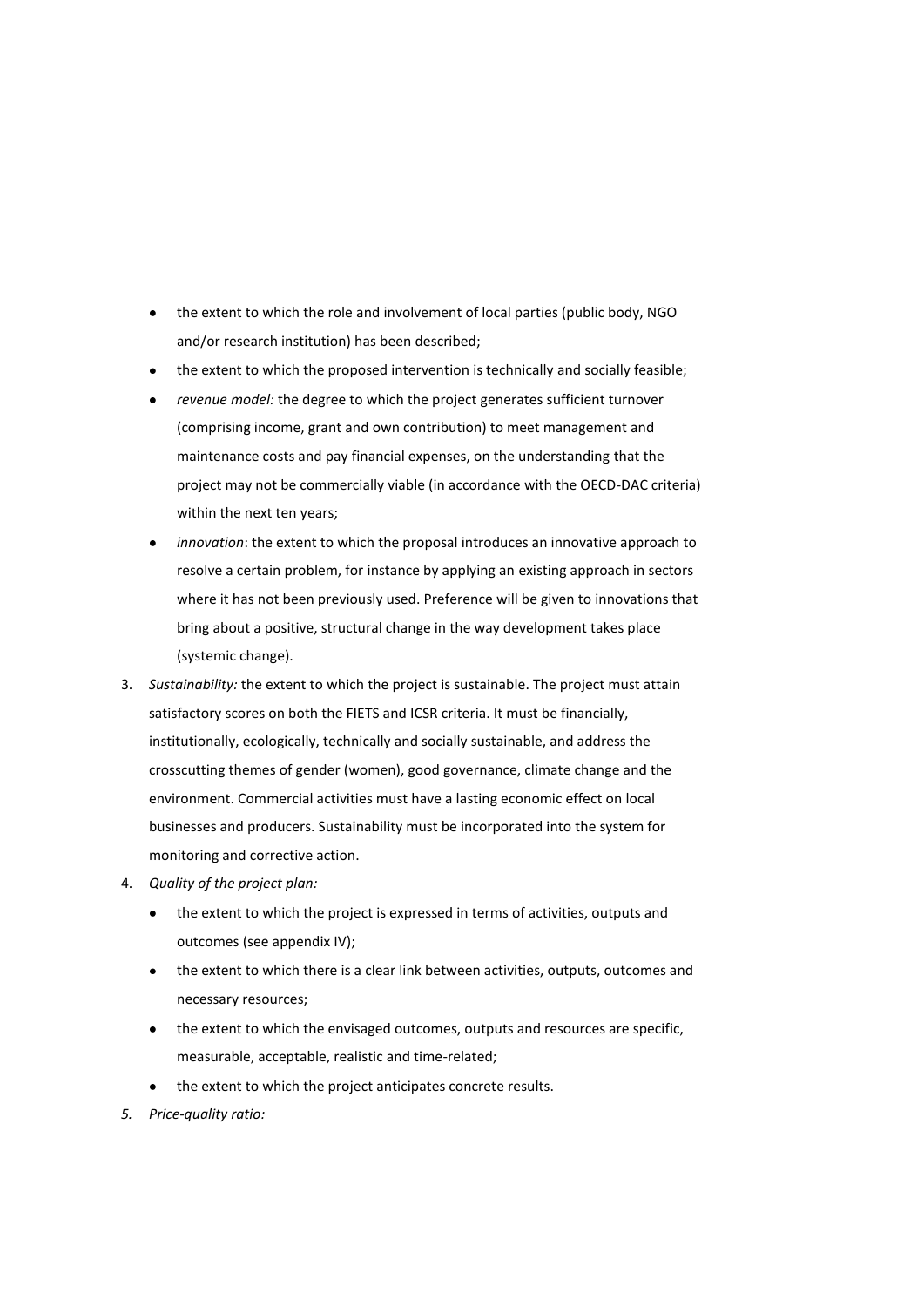- the extent to which the role and involvement of local parties (public body, NGO and/or research institution) has been described;
- the extent to which the proposed intervention is technically and socially feasible;
- *revenue model:* the degree to which the project generates sufficient turnover (comprising income, grant and own contribution) to meet management and maintenance costs and pay financial expenses, on the understanding that the project may not be commercially viable (in accordance with the OECD-DAC criteria) within the next ten years;
- *innovation*: the extent to which the proposal introduces an innovative approach to resolve a certain problem, for instance by applying an existing approach in sectors where it has not been previously used. Preference will be given to innovations that bring about a positive, structural change in the way development takes place (systemic change).

3. *Sustainability:* the extent to which the project is sustainable. The project must attain satisfactory scores on both the FIETS and ICSR criteria. It must be financially, institutionally, ecologically, technically and socially sustainable, and address the crosscutting themes of gender (women), good governance, climate change and the environment. Commercial activities must have a lasting economic effect on local businesses and producers. Sustainability must be incorporated into the system for monitoring and corrective action.
4. *Quality of the project plan:*
   - the extent to which the project is expressed in terms of activities, outputs and outcomes (see appendix IV);
   - the extent to which there is a clear link between activities, outputs, outcomes and necessary resources;
   - the extent to which the envisaged outcomes, outputs and resources are specific, measurable, acceptable, realistic and time-related;
   - the extent to which the project anticipates concrete results.
5. *Price-quality ratio:*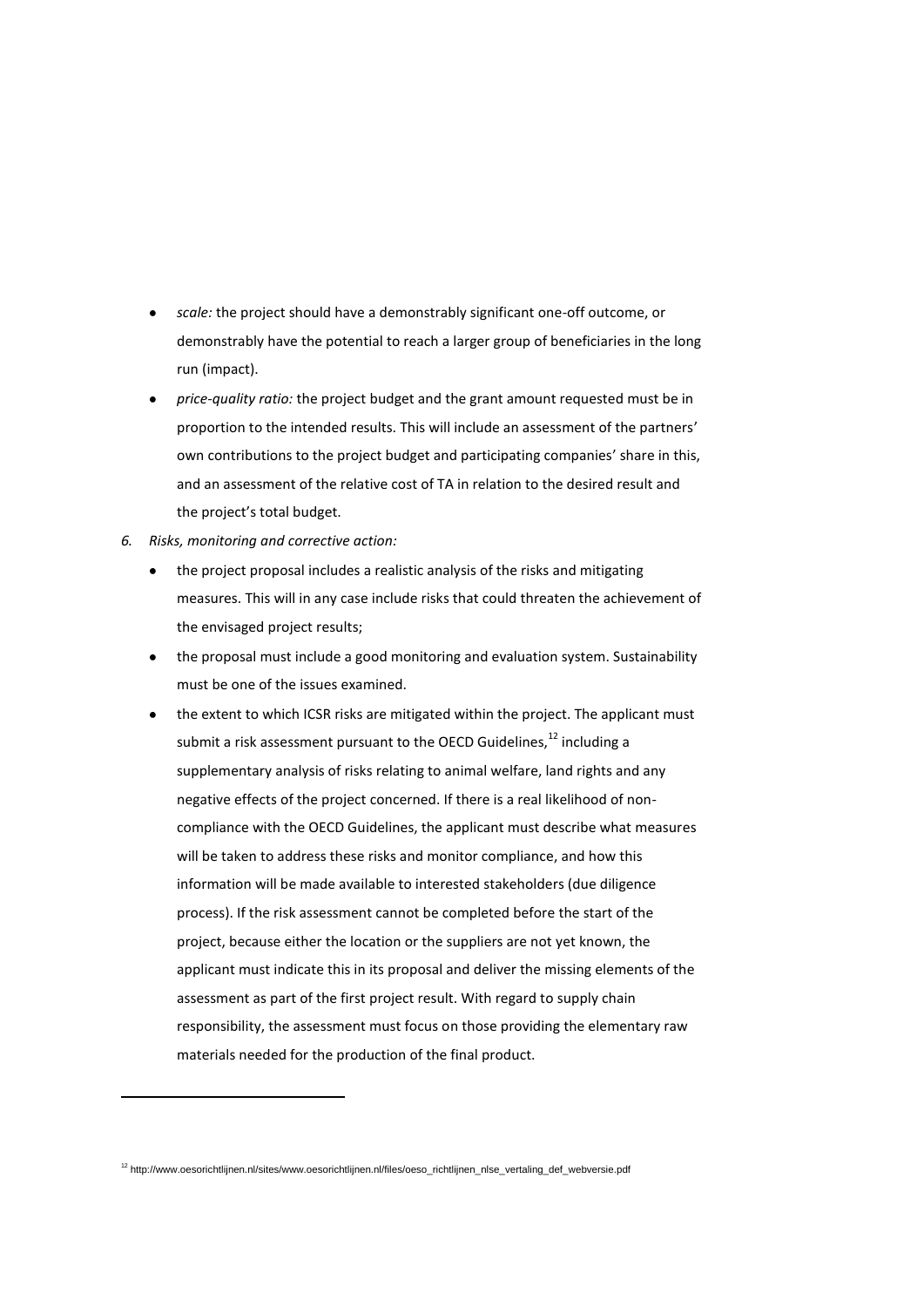- *scale:* the project should have a demonstrably significant one-off outcome, or demonstrably have the potential to reach a larger group of beneficiaries in the long run (impact).
- *price-quality ratio:* the project budget and the grant amount requested must be in proportion to the intended results. This will include an assessment of the partners' own contributions to the project budget and participating companies' share in this, and an assessment of the relative cost of TA in relation to the desired result and the project's total budget.

6. *Risks, monitoring and corrective action:*
   - the project proposal includes a realistic analysis of the risks and mitigating measures. This will in any case include risks that could threaten the achievement of the envisaged project results;
   - the proposal must include a good monitoring and evaluation system. Sustainability must be one of the issues examined.
   - the extent to which ICSR risks are mitigated within the project. The applicant must submit a risk assessment pursuant to the OECD Guidelines,[12] including a supplementary analysis of risks relating to animal welfare, land rights and any negative effects of the project concerned. If there is a real likelihood of non-compliance with the OECD Guidelines, the applicant must describe what measures will be taken to address these risks and monitor compliance, and how this information will be made available to interested stakeholders (due diligence process). If the risk assessment cannot be completed before the start of the project, because either the location or the suppliers are not yet known, the applicant must indicate this in its proposal and deliver the missing elements of the assessment as part of the first project result. With regard to supply chain responsibility, the assessment must focus on those providing the elementary raw materials needed for the production of the final product.

---

[12] http://www.oesorichtlijnen.nl/sites/www.oesorichtlijnen.nl/files/oeso_richtlijnen_nlse_vertaling_def_webversie.pdf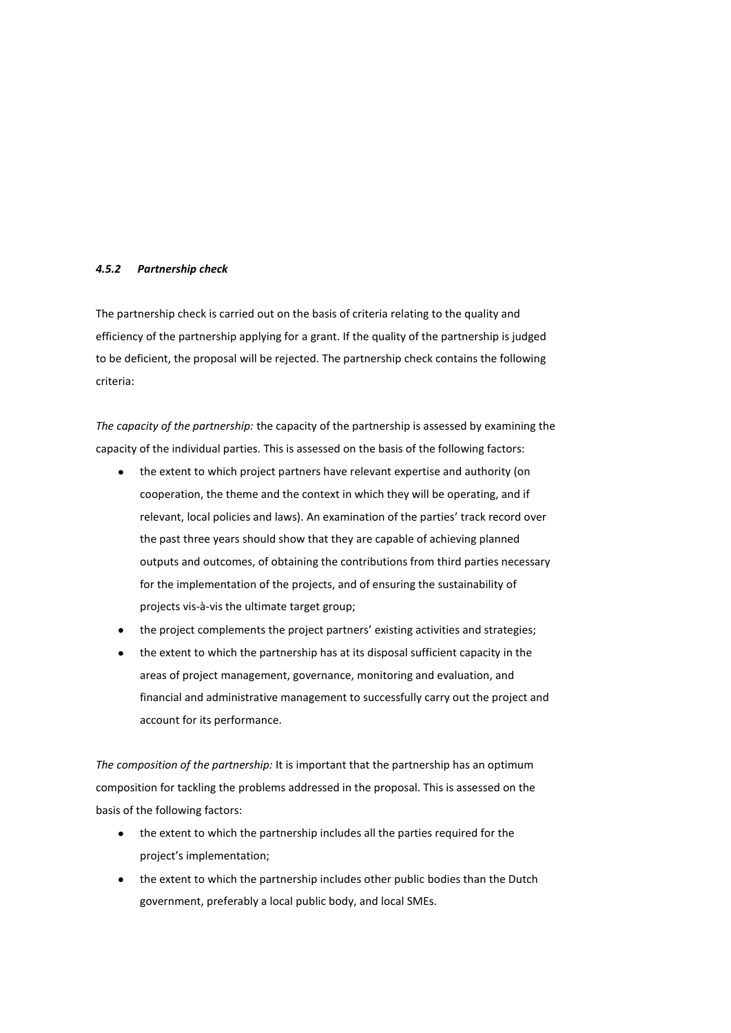#### *4.5.2 Partnership check*

The partnership check is carried out on the basis of criteria relating to the quality and efficiency of the partnership applying for a grant. If the quality of the partnership is judged to be deficient, the proposal will be rejected. The partnership check contains the following criteria:

*The capacity of the partnership:* the capacity of the partnership is assessed by examining the capacity of the individual parties. This is assessed on the basis of the following factors:

- the extent to which project partners have relevant expertise and authority (on cooperation, the theme and the context in which they will be operating, and if relevant, local policies and laws). An examination of the parties' track record over the past three years should show that they are capable of achieving planned outputs and outcomes, of obtaining the contributions from third parties necessary for the implementation of the projects, and of ensuring the sustainability of projects vis-à-vis the ultimate target group;
- the project complements the project partners' existing activities and strategies;
- the extent to which the partnership has at its disposal sufficient capacity in the areas of project management, governance, monitoring and evaluation, and financial and administrative management to successfully carry out the project and account for its performance.

*The composition of the partnership:* It is important that the partnership has an optimum composition for tackling the problems addressed in the proposal. This is assessed on the basis of the following factors:

- the extent to which the partnership includes all the parties required for the project's implementation;
- the extent to which the partnership includes other public bodies than the Dutch government, preferably a local public body, and local SMEs.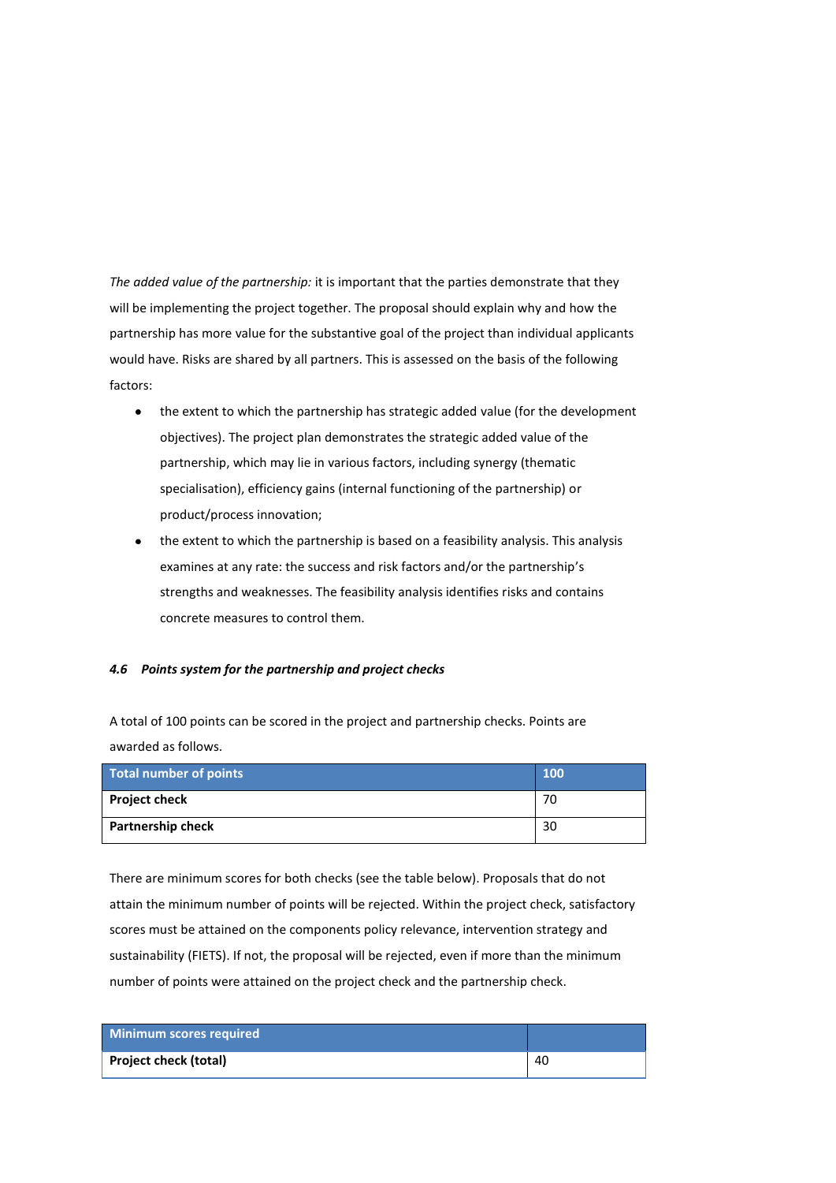*The added value of the partnership:* it is important that the parties demonstrate that they will be implementing the project together. The proposal should explain why and how the partnership has more value for the substantive goal of the project than individual applicants would have. Risks are shared by all partners. This is assessed on the basis of the following factors:

- the extent to which the partnership has strategic added value (for the development objectives). The project plan demonstrates the strategic added value of the partnership, which may lie in various factors, including synergy (thematic specialisation), efficiency gains (internal functioning of the partnership) or product/process innovation;
- the extent to which the partnership is based on a feasibility analysis. This analysis examines at any rate: the success and risk factors and/or the partnership's strengths and weaknesses. The feasibility analysis identifies risks and contains concrete measures to control them.

#### *4.6 Points system for the partnership and project checks*

A total of 100 points can be scored in the project and partnership checks. Points are awarded as follows.

| Total number of points | 100 |
|---|---|
| **Project check** | 70 |
| **Partnership check** | 30 |

There are minimum scores for both checks (see the table below). Proposals that do not attain the minimum number of points will be rejected. Within the project check, satisfactory scores must be attained on the components policy relevance, intervention strategy and sustainability (FIETS). If not, the proposal will be rejected, even if more than the minimum number of points were attained on the project check and the partnership check.

| Minimum scores required | |
|---|---|
| **Project check (total)** | 40 |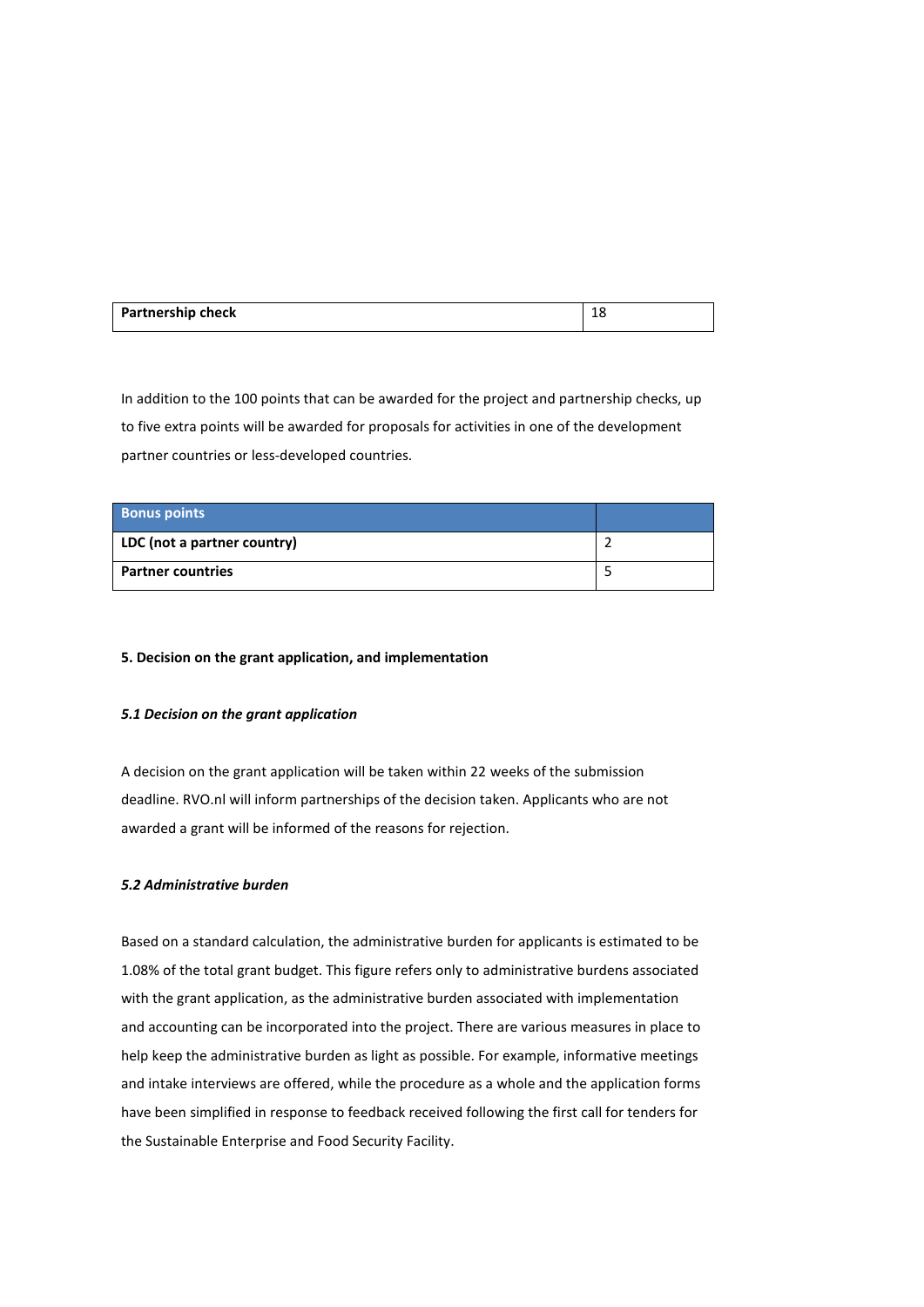| | |
|---|---|
| **Partnership check** | 18 |

In addition to the 100 points that can be awarded for the project and partnership checks, up to five extra points will be awarded for proposals for activities in one of the development partner countries or less-developed countries.

| Bonus points | |
|---|---|
| **LDC (not a partner country)** | 2 |
| **Partner countries** | 5 |

## 5. Decision on the grant application, and implementation

### *5.1 Decision on the grant application*

A decision on the grant application will be taken within 22 weeks of the submission deadline. RVO.nl will inform partnerships of the decision taken. Applicants who are not awarded a grant will be informed of the reasons for rejection.

### *5.2 Administrative burden*

Based on a standard calculation, the administrative burden for applicants is estimated to be 1.08% of the total grant budget. This figure refers only to administrative burdens associated with the grant application, as the administrative burden associated with implementation and accounting can be incorporated into the project. There are various measures in place to help keep the administrative burden as light as possible. For example, informative meetings and intake interviews are offered, while the procedure as a whole and the application forms have been simplified in response to feedback received following the first call for tenders for the Sustainable Enterprise and Food Security Facility.